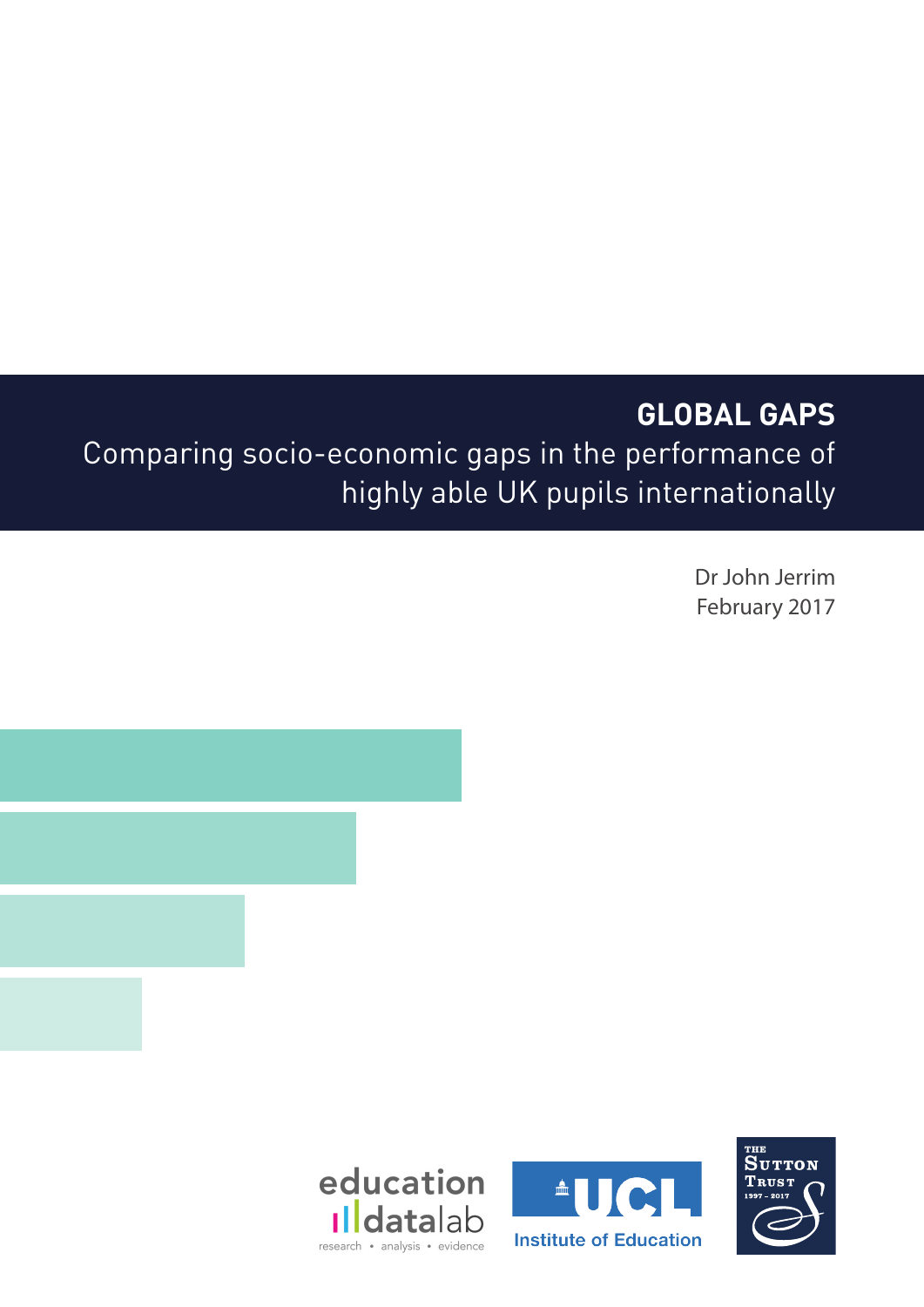# GLOBAL GAPS

## Comparing socio-economic gaps in the performance of highly able UK pupils internationally

Dr John Jerrim

February 2017

education datalab

research • analysis • evidence

UCL Institute of Education

The Sutton Trust 1997 – 2017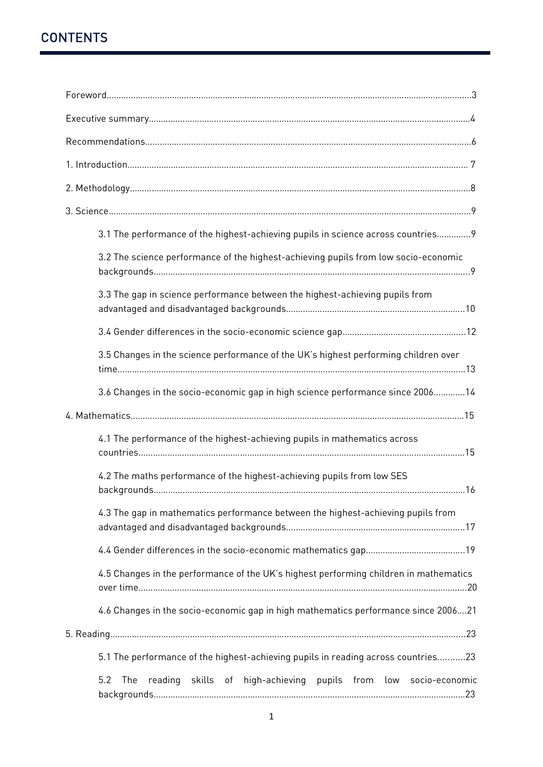## CONTENTS

Foreword....3

Executive summary....4

Recommendations....6

1. Introduction.... 7

2. Methodology....8

3. Science....9

    3.1 The performance of the highest-achieving pupils in science across countries....9

    3.2 The science performance of the highest-achieving pupils from low socio-economic backgrounds....9

    3.3 The gap in science performance between the highest-achieving pupils from advantaged and disadvantaged backgrounds....10

    3.4 Gender differences in the socio-economic science gap....12

    3.5 Changes in the science performance of the UK's highest performing children over time....13

    3.6 Changes in the socio-economic gap in high science performance since 2006....14

4. Mathematics....15

    4.1 The performance of the highest-achieving pupils in mathematics across countries....15

    4.2 The maths performance of the highest-achieving pupils from low SES backgrounds....16

    4.3 The gap in mathematics performance between the highest-achieving pupils from advantaged and disadvantaged backgrounds....17

    4.4 Gender differences in the socio-economic mathematics gap....19

    4.5 Changes in the performance of the UK's highest performing children in mathematics over time....20

    4.6 Changes in the socio-economic gap in high mathematics performance since 2006....21

5. Reading....23

    5.1 The performance of the highest-achieving pupils in reading across countries....23

    5.2 The reading skills of high-achieving pupils from low socio-economic backgrounds....23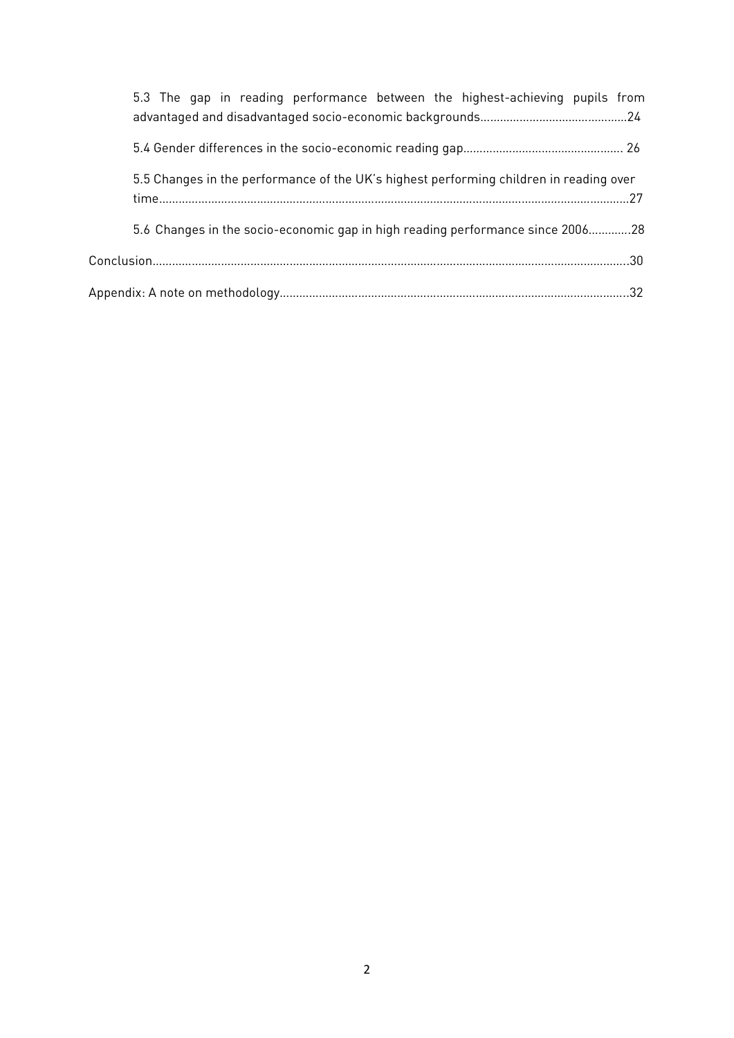5.3 The gap in reading performance between the highest-achieving pupils from advantaged and disadvantaged socio-economic backgrounds............................................24

5.4 Gender differences in the socio-economic reading gap................................................. 26

5.5 Changes in the performance of the UK's highest performing children in reading over time...............................................................................................................................................27

5.6 Changes in the socio-economic gap in high reading performance since 2006.............28

Conclusion.................................................................................................................................................30

Appendix: A note on methodology..........................................................................................................32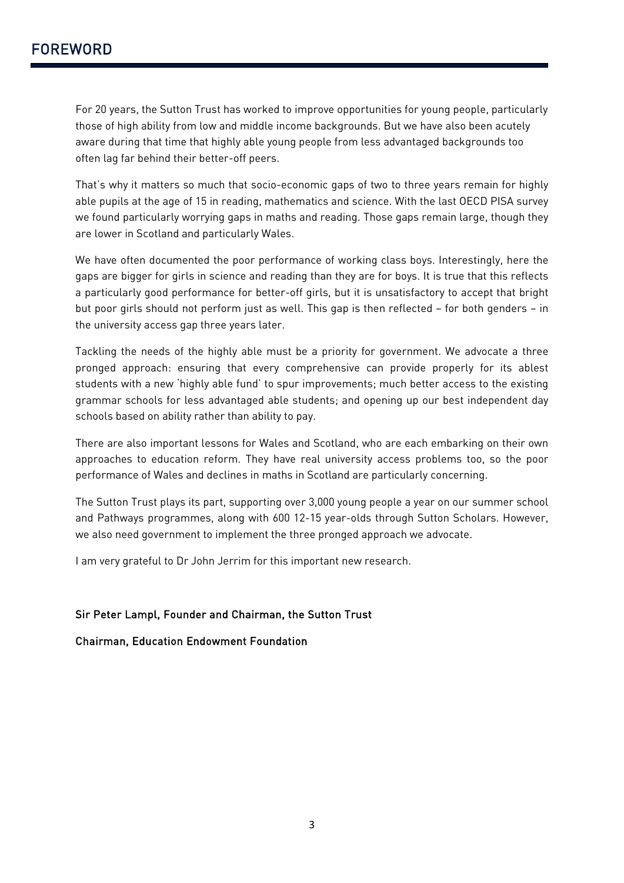# FOREWORD

For 20 years, the Sutton Trust has worked to improve opportunities for young people, particularly those of high ability from low and middle income backgrounds. But we have also been acutely aware during that time that highly able young people from less advantaged backgrounds too often lag far behind their better-off peers.

That's why it matters so much that socio-economic gaps of two to three years remain for highly able pupils at the age of 15 in reading, mathematics and science. With the last OECD PISA survey we found particularly worrying gaps in maths and reading. Those gaps remain large, though they are lower in Scotland and particularly Wales.

We have often documented the poor performance of working class boys. Interestingly, here the gaps are bigger for girls in science and reading than they are for boys. It is true that this reflects a particularly good performance for better-off girls, but it is unsatisfactory to accept that bright but poor girls should not perform just as well. This gap is then reflected – for both genders – in the university access gap three years later.

Tackling the needs of the highly able must be a priority for government. We advocate a three pronged approach: ensuring that every comprehensive can provide properly for its ablest students with a new 'highly able fund' to spur improvements; much better access to the existing grammar schools for less advantaged able students; and opening up our best independent day schools based on ability rather than ability to pay.

There are also important lessons for Wales and Scotland, who are each embarking on their own approaches to education reform. They have real university access problems too, so the poor performance of Wales and declines in maths in Scotland are particularly concerning.

The Sutton Trust plays its part, supporting over 3,000 young people a year on our summer school and Pathways programmes, along with 600 12-15 year-olds through Sutton Scholars. However, we also need government to implement the three pronged approach we advocate.

I am very grateful to Dr John Jerrim for this important new research.

**Sir Peter Lampl, Founder and Chairman, the Sutton Trust**

**Chairman, Education Endowment Foundation**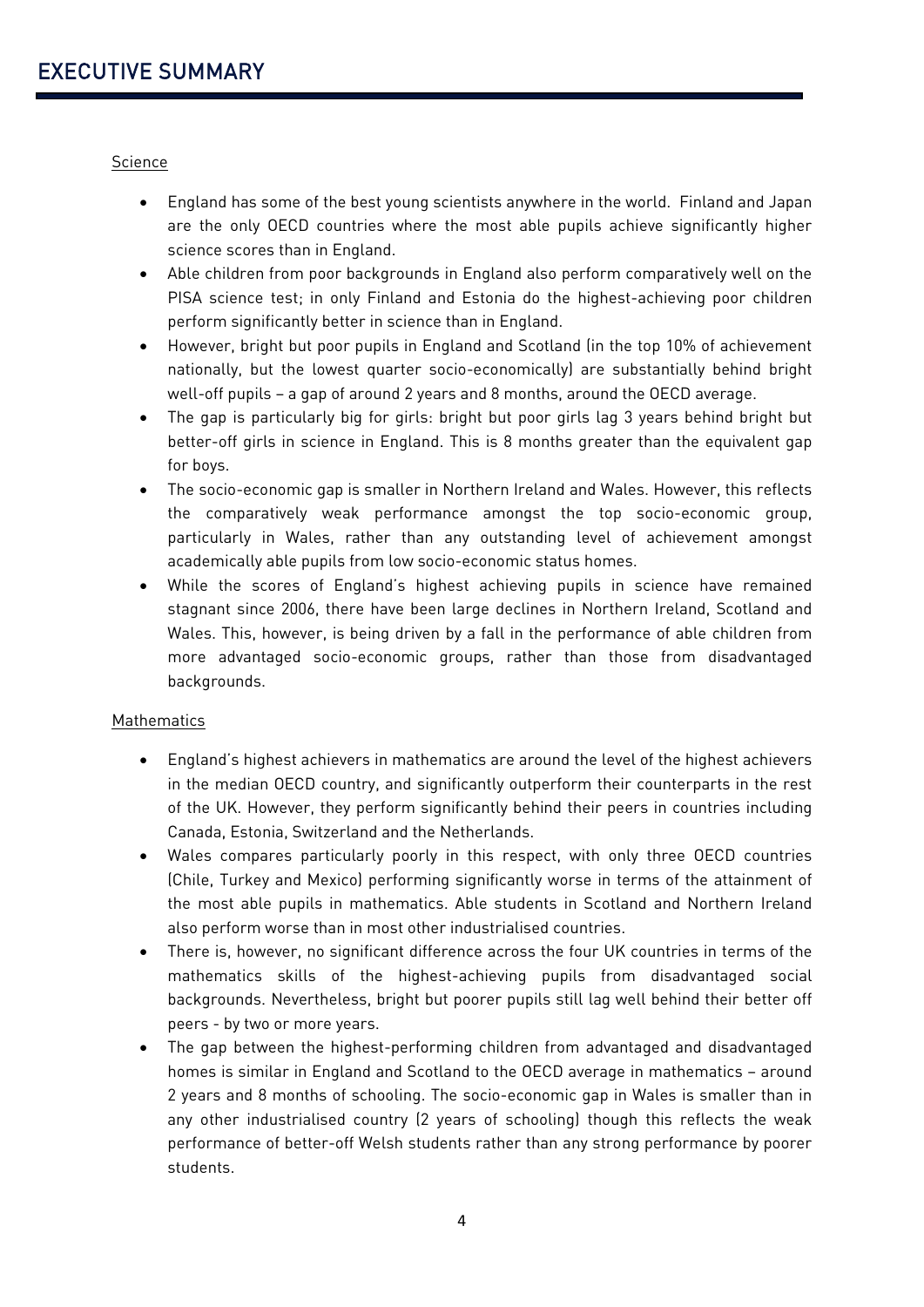# EXECUTIVE SUMMARY

Science

- England has some of the best young scientists anywhere in the world. Finland and Japan are the only OECD countries where the most able pupils achieve significantly higher science scores than in England.
- Able children from poor backgrounds in England also perform comparatively well on the PISA science test; in only Finland and Estonia do the highest-achieving poor children perform significantly better in science than in England.
- However, bright but poor pupils in England and Scotland (in the top 10% of achievement nationally, but the lowest quarter socio-economically) are substantially behind bright well-off pupils – a gap of around 2 years and 8 months, around the OECD average.
- The gap is particularly big for girls: bright but poor girls lag 3 years behind bright but better-off girls in science in England. This is 8 months greater than the equivalent gap for boys.
- The socio-economic gap is smaller in Northern Ireland and Wales. However, this reflects the comparatively weak performance amongst the top socio-economic group, particularly in Wales, rather than any outstanding level of achievement amongst academically able pupils from low socio-economic status homes.
- While the scores of England's highest achieving pupils in science have remained stagnant since 2006, there have been large declines in Northern Ireland, Scotland and Wales. This, however, is being driven by a fall in the performance of able children from more advantaged socio-economic groups, rather than those from disadvantaged backgrounds.

Mathematics

- England's highest achievers in mathematics are around the level of the highest achievers in the median OECD country, and significantly outperform their counterparts in the rest of the UK. However, they perform significantly behind their peers in countries including Canada, Estonia, Switzerland and the Netherlands.
- Wales compares particularly poorly in this respect, with only three OECD countries (Chile, Turkey and Mexico) performing significantly worse in terms of the attainment of the most able pupils in mathematics. Able students in Scotland and Northern Ireland also perform worse than in most other industrialised countries.
- There is, however, no significant difference across the four UK countries in terms of the mathematics skills of the highest-achieving pupils from disadvantaged social backgrounds. Nevertheless, bright but poorer pupils still lag well behind their better off peers - by two or more years.
- The gap between the highest-performing children from advantaged and disadvantaged homes is similar in England and Scotland to the OECD average in mathematics – around 2 years and 8 months of schooling. The socio-economic gap in Wales is smaller than in any other industrialised country (2 years of schooling) though this reflects the weak performance of better-off Welsh students rather than any strong performance by poorer students.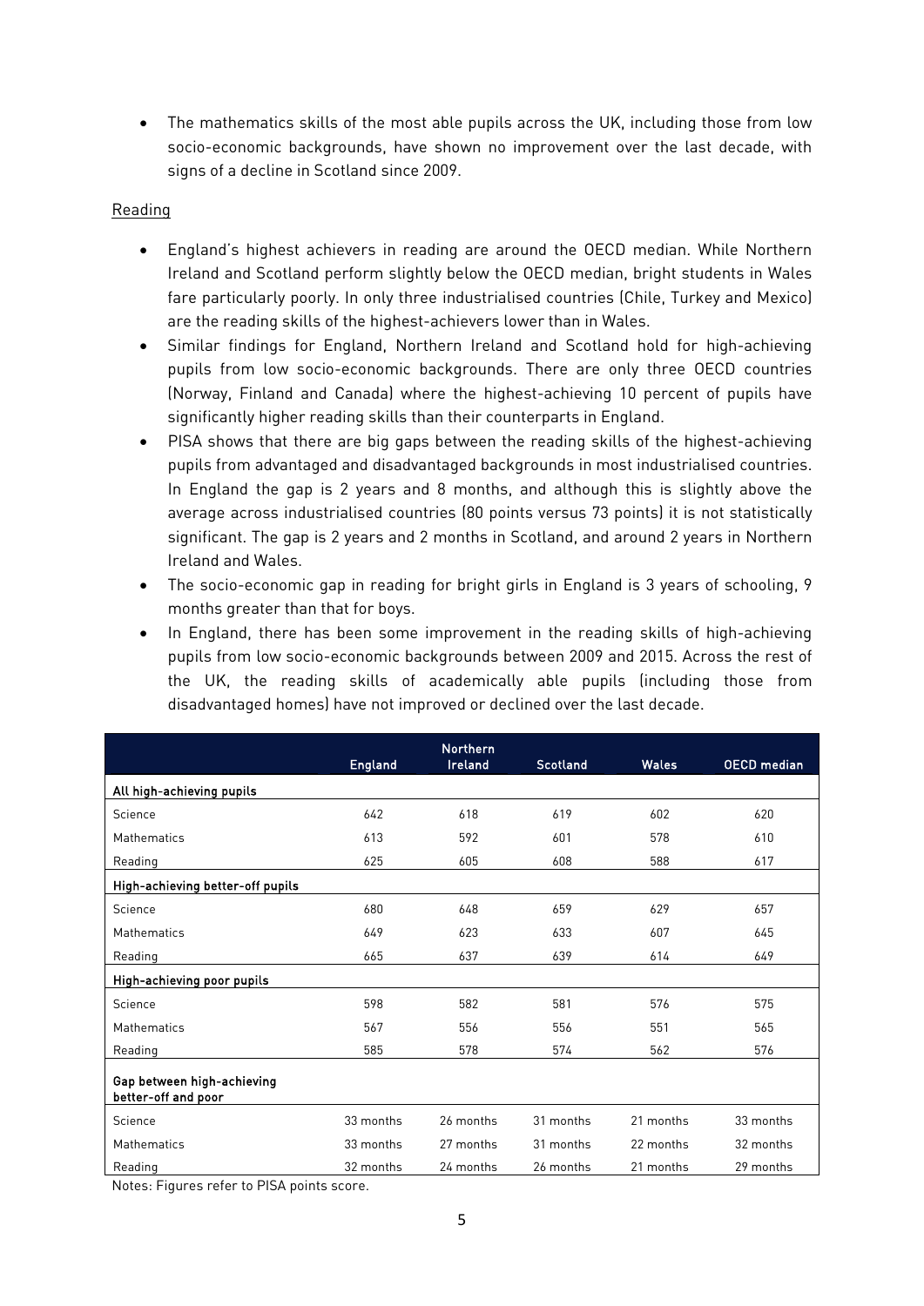- The mathematics skills of the most able pupils across the UK, including those from low socio-economic backgrounds, have shown no improvement over the last decade, with signs of a decline in Scotland since 2009.

Reading

- England's highest achievers in reading are around the OECD median. While Northern Ireland and Scotland perform slightly below the OECD median, bright students in Wales fare particularly poorly. In only three industrialised countries (Chile, Turkey and Mexico) are the reading skills of the highest-achievers lower than in Wales.
- Similar findings for England, Northern Ireland and Scotland hold for high-achieving pupils from low socio-economic backgrounds. There are only three OECD countries (Norway, Finland and Canada) where the highest-achieving 10 percent of pupils have significantly higher reading skills than their counterparts in England.
- PISA shows that there are big gaps between the reading skills of the highest-achieving pupils from advantaged and disadvantaged backgrounds in most industrialised countries. In England the gap is 2 years and 8 months, and although this is slightly above the average across industrialised countries (80 points versus 73 points) it is not statistically significant. The gap is 2 years and 2 months in Scotland, and around 2 years in Northern Ireland and Wales.
- The socio-economic gap in reading for bright girls in England is 3 years of schooling, 9 months greater than that for boys.
- In England, there has been some improvement in the reading skills of high-achieving pupils from low socio-economic backgrounds between 2009 and 2015. Across the rest of the UK, the reading skills of academically able pupils (including those from disadvantaged homes) have not improved or declined over the last decade.

| | England | Northern Ireland | Scotland | Wales | OECD median |
|---|---|---|---|---|---|
| **All high-achieving pupils** | | | | | |
| Science | 642 | 618 | 619 | 602 | 620 |
| Mathematics | 613 | 592 | 601 | 578 | 610 |
| Reading | 625 | 605 | 608 | 588 | 617 |
| **High-achieving better-off pupils** | | | | | |
| Science | 680 | 648 | 659 | 629 | 657 |
| Mathematics | 649 | 623 | 633 | 607 | 645 |
| Reading | 665 | 637 | 639 | 614 | 649 |
| **High-achieving poor pupils** | | | | | |
| Science | 598 | 582 | 581 | 576 | 575 |
| Mathematics | 567 | 556 | 556 | 551 | 565 |
| Reading | 585 | 578 | 574 | 562 | 576 |
| **Gap between high-achieving better-off and poor** | | | | | |
| Science | 33 months | 26 months | 31 months | 21 months | 33 months |
| Mathematics | 33 months | 27 months | 31 months | 22 months | 32 months |
| Reading | 32 months | 24 months | 26 months | 21 months | 29 months |

Notes: Figures refer to PISA points score.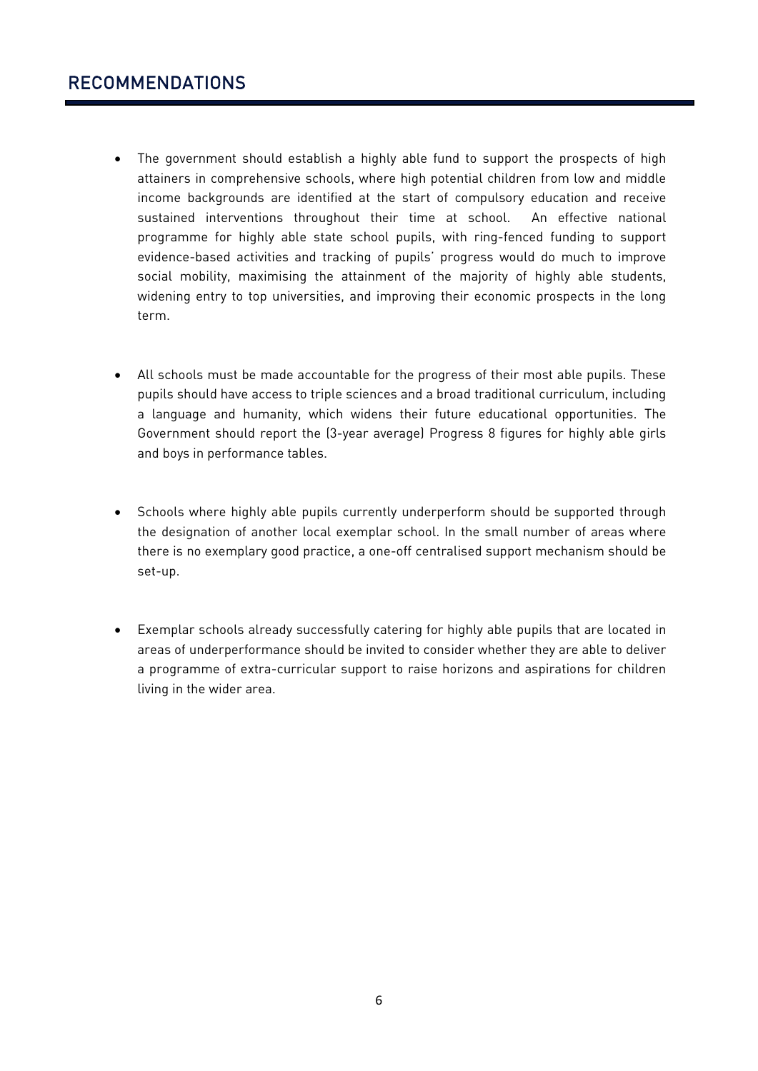## RECOMMENDATIONS

- The government should establish a highly able fund to support the prospects of high attainers in comprehensive schools, where high potential children from low and middle income backgrounds are identified at the start of compulsory education and receive sustained interventions throughout their time at school. An effective national programme for highly able state school pupils, with ring-fenced funding to support evidence-based activities and tracking of pupils' progress would do much to improve social mobility, maximising the attainment of the majority of highly able students, widening entry to top universities, and improving their economic prospects in the long term.

- All schools must be made accountable for the progress of their most able pupils. These pupils should have access to triple sciences and a broad traditional curriculum, including a language and humanity, which widens their future educational opportunities. The Government should report the (3-year average) Progress 8 figures for highly able girls and boys in performance tables.

- Schools where highly able pupils currently underperform should be supported through the designation of another local exemplar school. In the small number of areas where there is no exemplary good practice, a one-off centralised support mechanism should be set-up.

- Exemplar schools already successfully catering for highly able pupils that are located in areas of underperformance should be invited to consider whether they are able to deliver a programme of extra-curricular support to raise horizons and aspirations for children living in the wider area.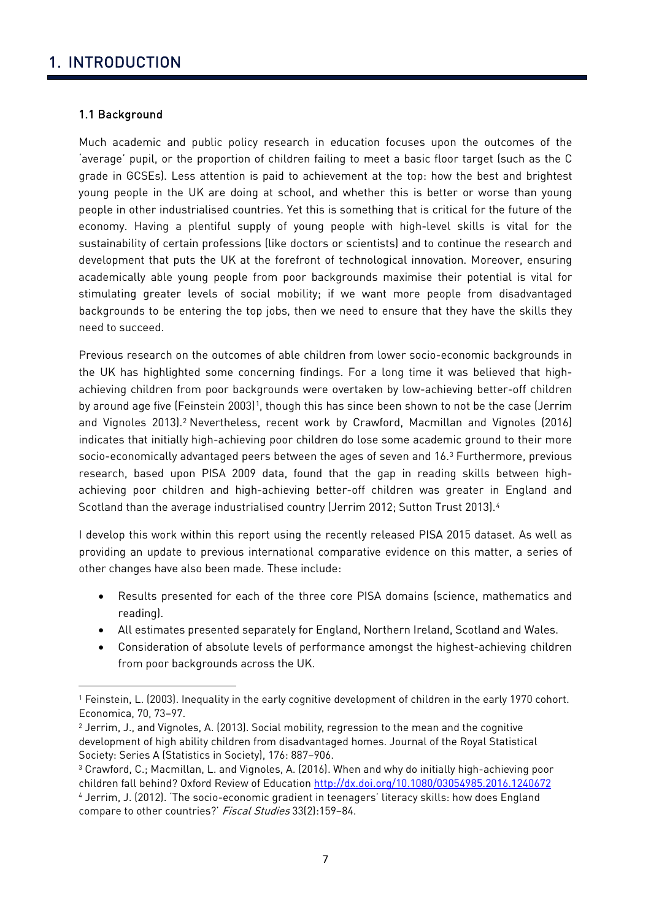# 1. INTRODUCTION

## 1.1 Background

Much academic and public policy research in education focuses upon the outcomes of the 'average' pupil, or the proportion of children failing to meet a basic floor target (such as the C grade in GCSEs). Less attention is paid to achievement at the top: how the best and brightest young people in the UK are doing at school, and whether this is better or worse than young people in other industrialised countries. Yet this is something that is critical for the future of the economy. Having a plentiful supply of young people with high-level skills is vital for the sustainability of certain professions (like doctors or scientists) and to continue the research and development that puts the UK at the forefront of technological innovation. Moreover, ensuring academically able young people from poor backgrounds maximise their potential is vital for stimulating greater levels of social mobility; if we want more people from disadvantaged backgrounds to be entering the top jobs, then we need to ensure that they have the skills they need to succeed.

Previous research on the outcomes of able children from lower socio-economic backgrounds in the UK has highlighted some concerning findings. For a long time it was believed that high-achieving children from poor backgrounds were overtaken by low-achieving better-off children by around age five (Feinstein 2003)[1], though this has since been shown to not be the case (Jerrim and Vignoles 2013).[2] Nevertheless, recent work by Crawford, Macmillan and Vignoles (2016) indicates that initially high-achieving poor children do lose some academic ground to their more socio-economically advantaged peers between the ages of seven and 16.[3] Furthermore, previous research, based upon PISA 2009 data, found that the gap in reading skills between high-achieving poor children and high-achieving better-off children was greater in England and Scotland than the average industrialised country (Jerrim 2012; Sutton Trust 2013).[4]

I develop this work within this report using the recently released PISA 2015 dataset. As well as providing an update to previous international comparative evidence on this matter, a series of other changes have also been made. These include:

- Results presented for each of the three core PISA domains (science, mathematics and reading).
- All estimates presented separately for England, Northern Ireland, Scotland and Wales.
- Consideration of absolute levels of performance amongst the highest-achieving children from poor backgrounds across the UK.

---

[1] Feinstein, L. (2003). Inequality in the early cognitive development of children in the early 1970 cohort. Economica, 70, 73–97.

[2] Jerrim, J., and Vignoles, A. (2013). Social mobility, regression to the mean and the cognitive development of high ability children from disadvantaged homes. Journal of the Royal Statistical Society: Series A (Statistics in Society), 176: 887–906.

[3] Crawford, C.; Macmillan, L. and Vignoles, A. (2016). When and why do initially high-achieving poor children fall behind? Oxford Review of Education http://dx.doi.org/10.1080/03054985.2016.1240672

[4] Jerrim, J. (2012). 'The socio-economic gradient in teenagers' literacy skills: how does England compare to other countries?' *Fiscal Studies* 33(2):159–84.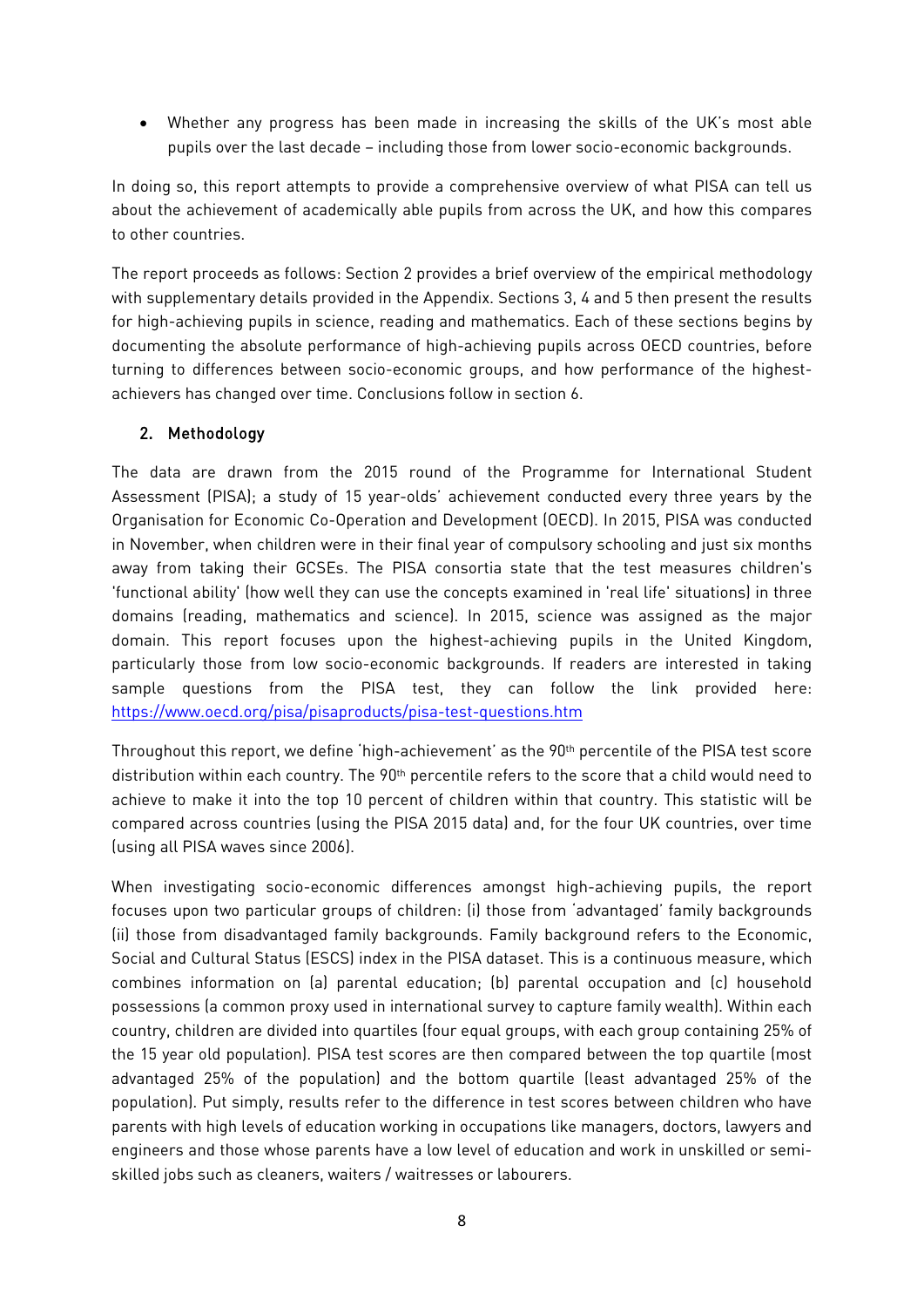- Whether any progress has been made in increasing the skills of the UK's most able pupils over the last decade – including those from lower socio-economic backgrounds.

In doing so, this report attempts to provide a comprehensive overview of what PISA can tell us about the achievement of academically able pupils from across the UK, and how this compares to other countries.

The report proceeds as follows: Section 2 provides a brief overview of the empirical methodology with supplementary details provided in the Appendix. Sections 3, 4 and 5 then present the results for high-achieving pupils in science, reading and mathematics. Each of these sections begins by documenting the absolute performance of high-achieving pupils across OECD countries, before turning to differences between socio-economic groups, and how performance of the highest-achievers has changed over time. Conclusions follow in section 6.

## 2. Methodology

The data are drawn from the 2015 round of the Programme for International Student Assessment (PISA); a study of 15 year-olds' achievement conducted every three years by the Organisation for Economic Co-Operation and Development (OECD). In 2015, PISA was conducted in November, when children were in their final year of compulsory schooling and just six months away from taking their GCSEs. The PISA consortia state that the test measures children's 'functional ability' (how well they can use the concepts examined in 'real life' situations) in three domains (reading, mathematics and science). In 2015, science was assigned as the major domain. This report focuses upon the highest-achieving pupils in the United Kingdom, particularly those from low socio-economic backgrounds. If readers are interested in taking sample questions from the PISA test, they can follow the link provided here: https://www.oecd.org/pisa/pisaproducts/pisa-test-questions.htm

Throughout this report, we define 'high-achievement' as the 90th percentile of the PISA test score distribution within each country. The 90th percentile refers to the score that a child would need to achieve to make it into the top 10 percent of children within that country. This statistic will be compared across countries (using the PISA 2015 data) and, for the four UK countries, over time (using all PISA waves since 2006).

When investigating socio-economic differences amongst high-achieving pupils, the report focuses upon two particular groups of children: (i) those from 'advantaged' family backgrounds (ii) those from disadvantaged family backgrounds. Family background refers to the Economic, Social and Cultural Status (ESCS) index in the PISA dataset. This is a continuous measure, which combines information on (a) parental education; (b) parental occupation and (c) household possessions (a common proxy used in international survey to capture family wealth). Within each country, children are divided into quartiles (four equal groups, with each group containing 25% of the 15 year old population). PISA test scores are then compared between the top quartile (most advantaged 25% of the population) and the bottom quartile (least advantaged 25% of the population). Put simply, results refer to the difference in test scores between children who have parents with high levels of education working in occupations like managers, doctors, lawyers and engineers and those whose parents have a low level of education and work in unskilled or semi-skilled jobs such as cleaners, waiters / waitresses or labourers.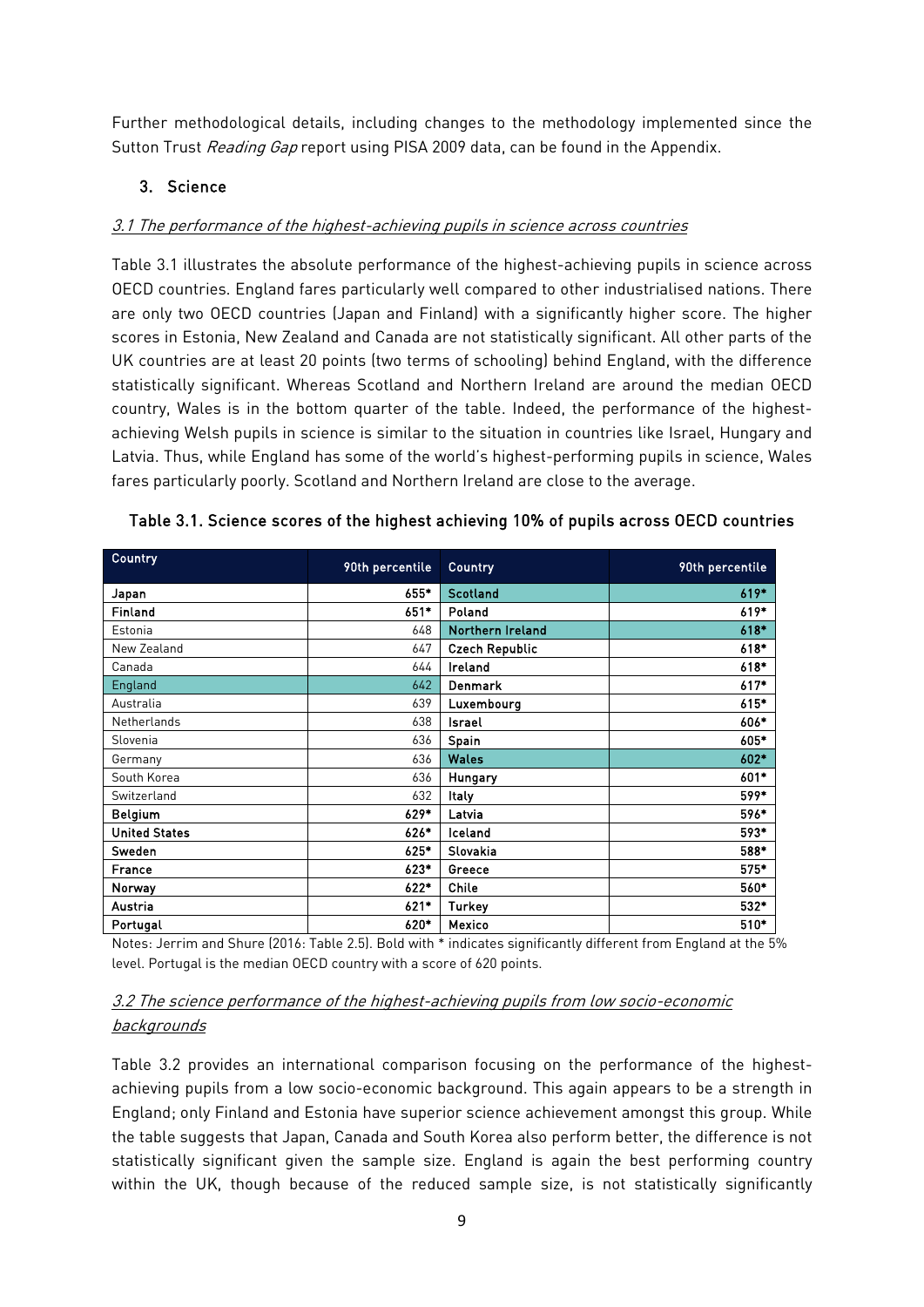Further methodological details, including changes to the methodology implemented since the Sutton Trust *Reading Gap* report using PISA 2009 data, can be found in the Appendix.

## 3. Science

### *3.1 The performance of the highest-achieving pupils in science across countries*

Table 3.1 illustrates the absolute performance of the highest-achieving pupils in science across OECD countries. England fares particularly well compared to other industrialised nations. There are only two OECD countries (Japan and Finland) with a significantly higher score. The higher scores in Estonia, New Zealand and Canada are not statistically significant. All other parts of the UK countries are at least 20 points (two terms of schooling) behind England, with the difference statistically significant. Whereas Scotland and Northern Ireland are around the median OECD country, Wales is in the bottom quarter of the table. Indeed, the performance of the highest-achieving Welsh pupils in science is similar to the situation in countries like Israel, Hungary and Latvia. Thus, while England has some of the world's highest-performing pupils in science, Wales fares particularly poorly. Scotland and Northern Ireland are close to the average.

**Table 3.1. Science scores of the highest achieving 10% of pupils across OECD countries**

| Country | 90th percentile | Country | 90th percentile |
|---|---|---|---|
| **Japan** | **655*** | **Scotland** | **619*** |
| **Finland** | **651*** | **Poland** | **619*** |
| Estonia | 648 | **Northern Ireland** | **618*** |
| New Zealand | 647 | **Czech Republic** | **618*** |
| Canada | 644 | **Ireland** | **618*** |
| England | 642 | **Denmark** | **617*** |
| Australia | 639 | **Luxembourg** | **615*** |
| Netherlands | 638 | **Israel** | **606*** |
| Slovenia | 636 | **Spain** | **605*** |
| Germany | 636 | **Wales** | **602*** |
| South Korea | 636 | **Hungary** | **601*** |
| Switzerland | 632 | **Italy** | **599*** |
| **Belgium** | **629*** | **Latvia** | **596*** |
| **United States** | **626*** | **Iceland** | **593*** |
| **Sweden** | **625*** | **Slovakia** | **588*** |
| **France** | **623*** | **Greece** | **575*** |
| **Norway** | **622*** | **Chile** | **560*** |
| **Austria** | **621*** | **Turkey** | **532*** |
| **Portugal** | **620*** | **Mexico** | **510*** |

Notes: Jerrim and Shure (2016: Table 2.5). Bold with * indicates significantly different from England at the 5% level. Portugal is the median OECD country with a score of 620 points.

### *3.2 The science performance of the highest-achieving pupils from low socio-economic backgrounds*

Table 3.2 provides an international comparison focusing on the performance of the highest-achieving pupils from a low socio-economic background. This again appears to be a strength in England; only Finland and Estonia have superior science achievement amongst this group. While the table suggests that Japan, Canada and South Korea also perform better, the difference is not statistically significant given the sample size. England is again the best performing country within the UK, though because of the reduced sample size, is not statistically significantly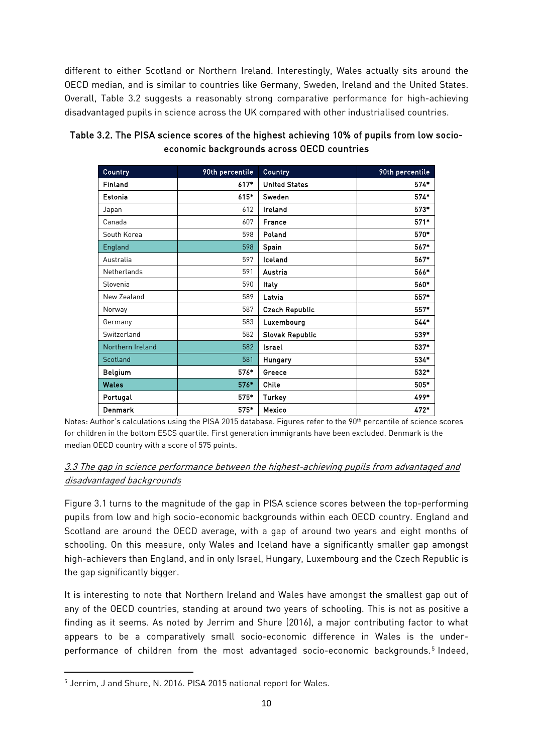different to either Scotland or Northern Ireland. Interestingly, Wales actually sits around the OECD median, and is similar to countries like Germany, Sweden, Ireland and the United States. Overall, Table 3.2 suggests a reasonably strong comparative performance for high-achieving disadvantaged pupils in science across the UK compared with other industrialised countries.

**Table 3.2. The PISA science scores of the highest achieving 10% of pupils from low socio-economic backgrounds across OECD countries**

| Country | 90th percentile | Country | 90th percentile |
|---|---|---|---|
| **Finland** | **617*** | **United States** | **574*** |
| **Estonia** | **615*** | **Sweden** | **574*** |
| Japan | 612 | **Ireland** | **573*** |
| Canada | 607 | **France** | **571*** |
| South Korea | 598 | **Poland** | **570*** |
| England | 598 | **Spain** | **567*** |
| Australia | 597 | **Iceland** | **567*** |
| Netherlands | 591 | **Austria** | **566*** |
| Slovenia | 590 | **Italy** | **560*** |
| New Zealand | 589 | **Latvia** | **557*** |
| Norway | 587 | **Czech Republic** | **557*** |
| Germany | 583 | **Luxembourg** | **544*** |
| Switzerland | 582 | **Slovak Republic** | **539*** |
| Northern Ireland | 582 | **Israel** | **537*** |
| Scotland | 581 | **Hungary** | **534*** |
| **Belgium** | **576*** | **Greece** | **532*** |
| **Wales** | **576*** | **Chile** | **505*** |
| **Portugal** | **575*** | **Turkey** | **499*** |
| **Denmark** | **575*** | **Mexico** | **472*** |

Notes: Author's calculations using the PISA 2015 database. Figures refer to the 90th percentile of science scores for children in the bottom ESCS quartile. First generation immigrants have been excluded. Denmark is the median OECD country with a score of 575 points.

### *3.3 The gap in science performance between the highest-achieving pupils from advantaged and disadvantaged backgrounds*

Figure 3.1 turns to the magnitude of the gap in PISA science scores between the top-performing pupils from low and high socio-economic backgrounds within each OECD country. England and Scotland are around the OECD average, with a gap of around two years and eight months of schooling. On this measure, only Wales and Iceland have a significantly smaller gap amongst high-achievers than England, and in only Israel, Hungary, Luxembourg and the Czech Republic is the gap significantly bigger.

It is interesting to note that Northern Ireland and Wales have amongst the smallest gap out of any of the OECD countries, standing at around two years of schooling. This is not as positive a finding as it seems. As noted by Jerrim and Shure (2016), a major contributing factor to what appears to be a comparatively small socio-economic difference in Wales is the under-performance of children from the most advantaged socio-economic backgrounds.[5] Indeed,

[5] Jerrim, J and Shure, N. 2016. PISA 2015 national report for Wales.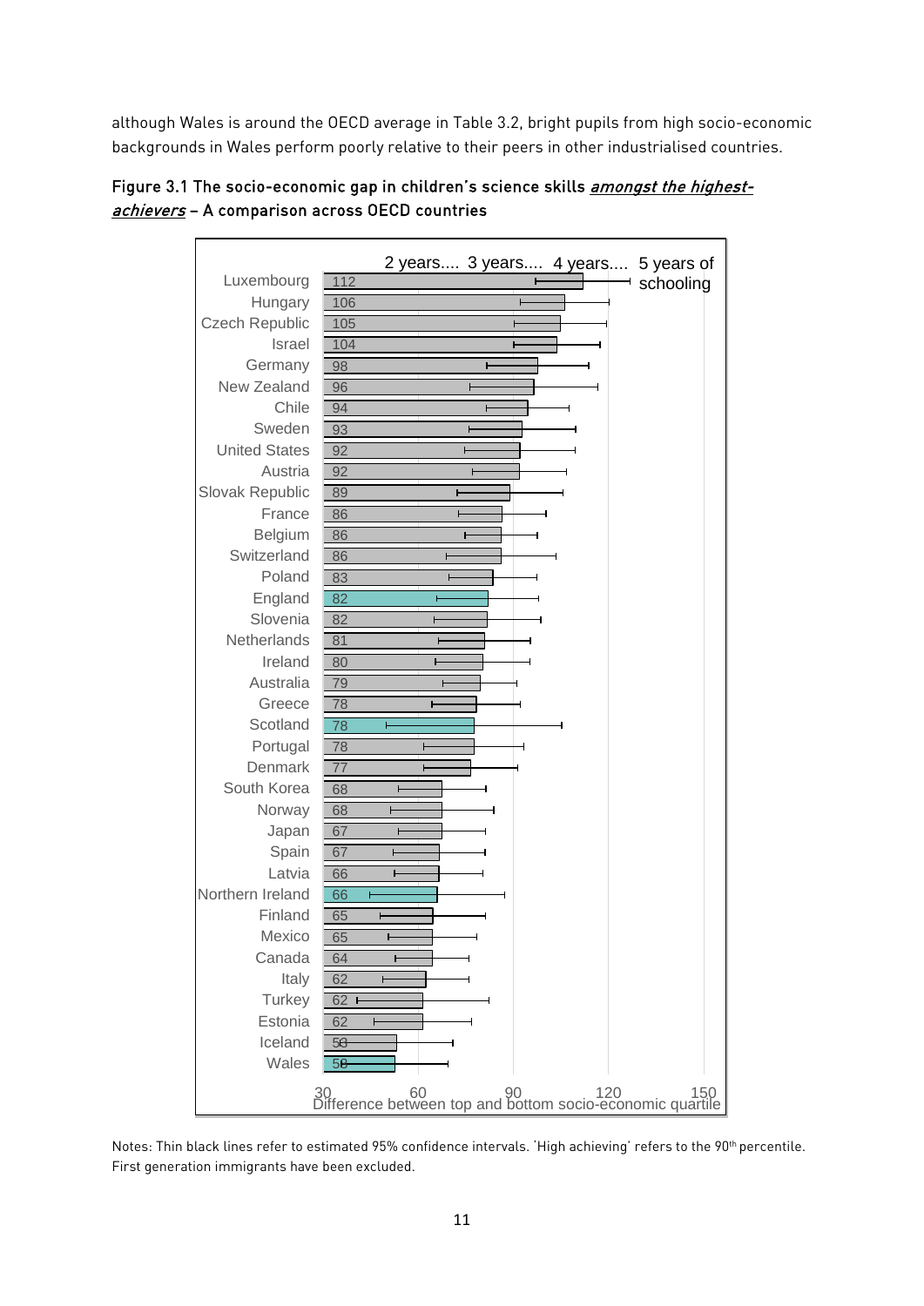although Wales is around the OECD average in Table 3.2, bright pupils from high socio-economic backgrounds in Wales perform poorly relative to their peers in other industrialised countries.

**Figure 3.1 The socio-economic gap in children's science skills *amongst the highest-achievers* – A comparison across OECD countries**

| Country | Difference between top and bottom socio-economic quartile |
| --- | --- |
| Luxembourg | 112 |
| Hungary | 106 |
| Czech Republic | 105 |
| Israel | 104 |
| Germany | 98 |
| New Zealand | 96 |
| Chile | 94 |
| Sweden | 93 |
| United States | 92 |
| Austria | 92 |
| Slovak Republic | 89 |
| France | 86 |
| Belgium | 86 |
| Switzerland | 86 |
| Poland | 83 |
| England | 82 |
| Slovenia | 82 |
| Netherlands | 81 |
| Ireland | 80 |
| Australia | 79 |
| Greece | 78 |
| Scotland | 78 |
| Portugal | 78 |
| Denmark | 77 |
| South Korea | 68 |
| Norway | 68 |
| Japan | 67 |
| Spain | 67 |
| Latvia | 66 |
| Northern Ireland | 66 |
| Finland | 65 |
| Mexico | 65 |
| Canada | 64 |
| Italy | 62 |
| Turkey | 62 |
| Estonia | 62 |
| Iceland | 53 |
| Wales | 52 |

Axis: Difference between top and bottom socio-economic quartile (30, 60, 90, 120, 150). Reference lines: 2 years.... 3 years.... 4 years.... 5 years of schooling

Notes: Thin black lines refer to estimated 95% confidence intervals. 'High achieving' refers to the 90th percentile. First generation immigrants have been excluded.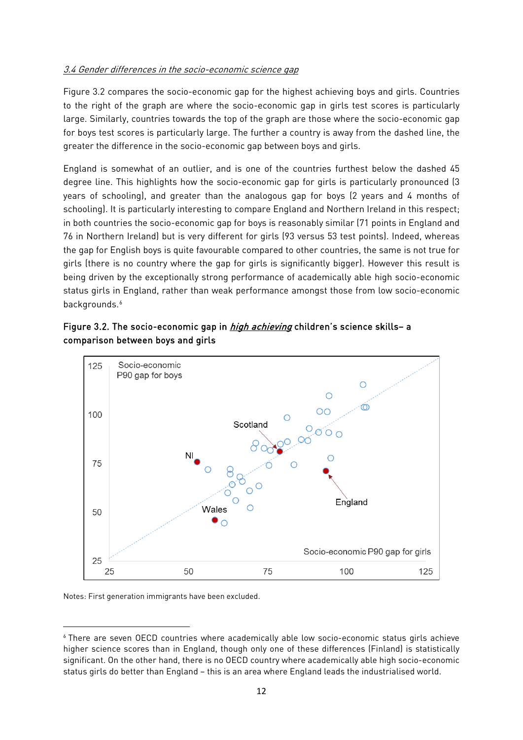*3.4 Gender differences in the socio-economic science gap*

Figure 3.2 compares the socio-economic gap for the highest achieving boys and girls. Countries to the right of the graph are where the socio-economic gap in girls test scores is particularly large. Similarly, countries towards the top of the graph are those where the socio-economic gap for boys test scores is particularly large. The further a country is away from the dashed line, the greater the difference in the socio-economic gap between boys and girls.

England is somewhat of an outlier, and is one of the countries furthest below the dashed 45 degree line. This highlights how the socio-economic gap for girls is particularly pronounced (3 years of schooling), and greater than the analogous gap for boys (2 years and 4 months of schooling). It is particularly interesting to compare England and Northern Ireland in this respect; in both countries the socio-economic gap for boys is reasonably similar (71 points in England and 76 in Northern Ireland) but is very different for girls (93 versus 53 test points). Indeed, whereas the gap for English boys is quite favourable compared to other countries, the same is not true for girls (there is no country where the gap for girls is significantly bigger). However this result is being driven by the exceptionally strong performance of academically able high socio-economic status girls in England, rather than weak performance amongst those from low socio-economic backgrounds.[6]

**Figure 3.2. The socio-economic gap in *high achieving* children's science skills– a comparison between boys and girls**

Notes: First generation immigrants have been excluded.

[6] There are seven OECD countries where academically able low socio-economic status girls achieve higher science scores than in England, though only one of these differences (Finland) is statistically significant. On the other hand, there is no OECD country where academically able high socio-economic status girls do better than England – this is an area where England leads the industrialised world.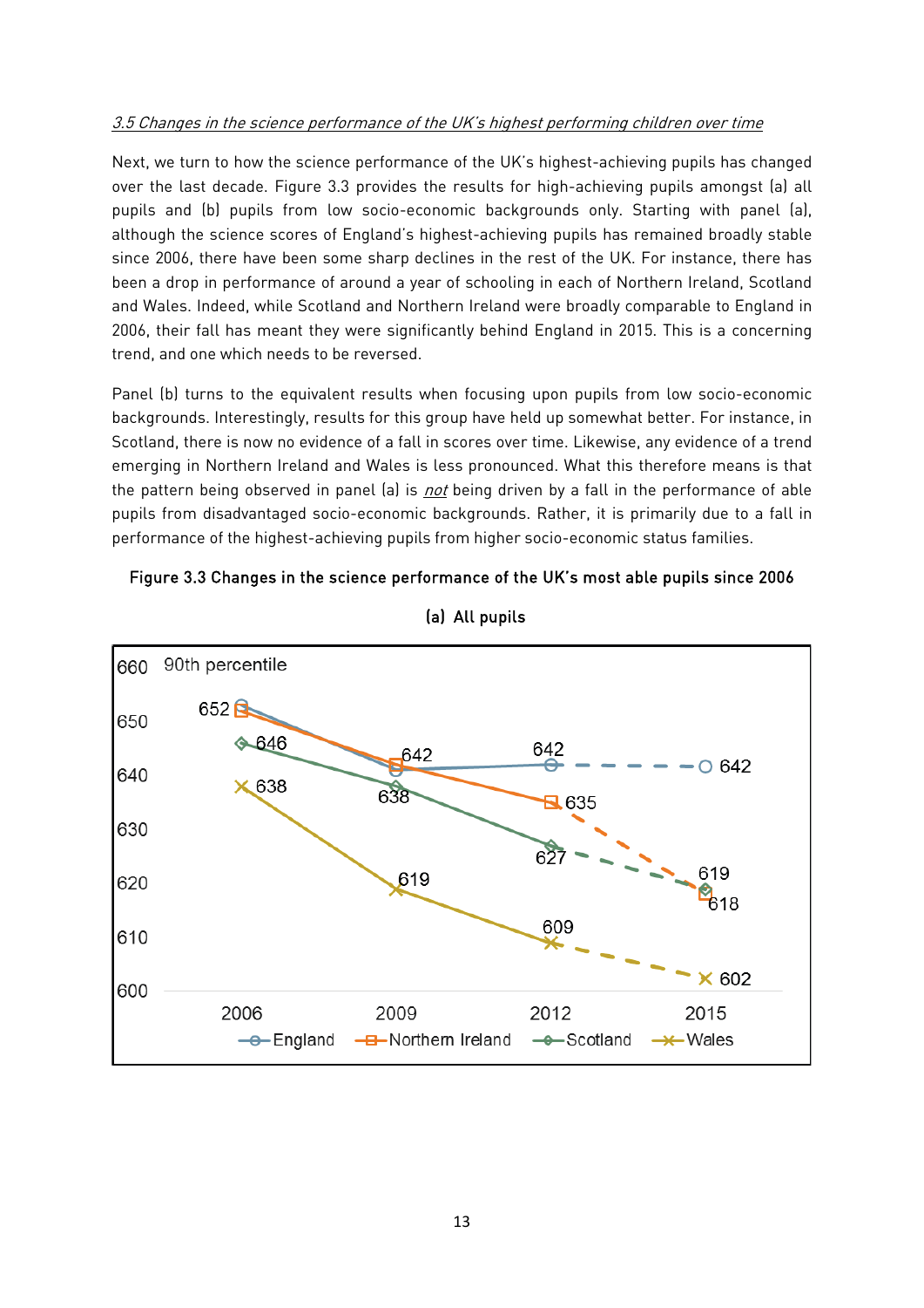*3.5 Changes in the science performance of the UK's highest performing children over time*

Next, we turn to how the science performance of the UK's highest-achieving pupils has changed over the last decade. Figure 3.3 provides the results for high-achieving pupils amongst (a) all pupils and (b) pupils from low socio-economic backgrounds only. Starting with panel (a), although the science scores of England's highest-achieving pupils has remained broadly stable since 2006, there have been some sharp declines in the rest of the UK. For instance, there has been a drop in performance of around a year of schooling in each of Northern Ireland, Scotland and Wales. Indeed, while Scotland and Northern Ireland were broadly comparable to England in 2006, their fall has meant they were significantly behind England in 2015. This is a concerning trend, and one which needs to be reversed.

Panel (b) turns to the equivalent results when focusing upon pupils from low socio-economic backgrounds. Interestingly, results for this group have held up somewhat better. For instance, in Scotland, there is now no evidence of a fall in scores over time. Likewise, any evidence of a trend emerging in Northern Ireland and Wales is less pronounced. What this therefore means is that the pattern being observed in panel (a) is *not* being driven by a fall in the performance of able pupils from disadvantaged socio-economic backgrounds. Rather, it is primarily due to a fall in performance of the highest-achieving pupils from higher socio-economic status families.

**Figure 3.3 Changes in the science performance of the UK's most able pupils since 2006**

**(a) All pupils**

90th percentile

| | 2006 | 2009 | 2012 | 2015 |
|---|---|---|---|---|
| England | 652 | 641 | 642 | 642 |
| Northern Ireland | 652 | 642 | 635 | 618 |
| Scotland | 646 | 638 | 627 | 619 |
| Wales | 638 | 619 | 609 | 602 |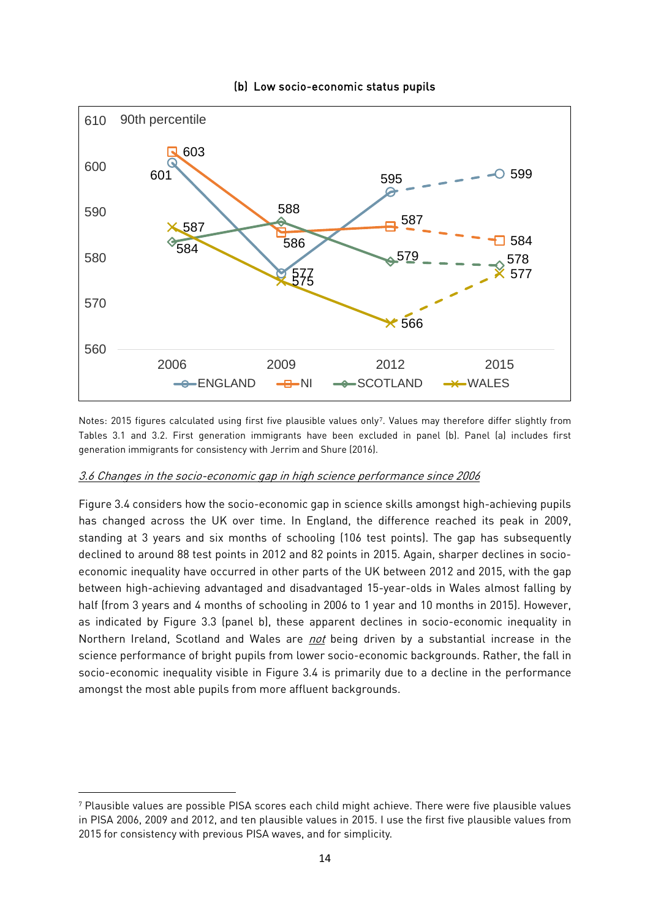(b) Low socio-economic status pupils

Notes: 2015 figures calculated using first five plausible values only[7]. Values may therefore differ slightly from Tables 3.1 and 3.2. First generation immigrants have been excluded in panel (b). Panel (a) includes first generation immigrants for consistency with Jerrim and Shure (2016).

### *3.6 Changes in the socio-economic gap in high science performance since 2006*

Figure 3.4 considers how the socio-economic gap in science skills amongst high-achieving pupils has changed across the UK over time. In England, the difference reached its peak in 2009, standing at 3 years and six months of schooling (106 test points). The gap has subsequently declined to around 88 test points in 2012 and 82 points in 2015. Again, sharper declines in socio-economic inequality have occurred in other parts of the UK between 2012 and 2015, with the gap between high-achieving advantaged and disadvantaged 15-year-olds in Wales almost falling by half (from 3 years and 4 months of schooling in 2006 to 1 year and 10 months in 2015). However, as indicated by Figure 3.3 (panel b), these apparent declines in socio-economic inequality in Northern Ireland, Scotland and Wales are *not* being driven by a substantial increase in the science performance of bright pupils from lower socio-economic backgrounds. Rather, the fall in socio-economic inequality visible in Figure 3.4 is primarily due to a decline in the performance amongst the most able pupils from more affluent backgrounds.

[7] Plausible values are possible PISA scores each child might achieve. There were five plausible values in PISA 2006, 2009 and 2012, and ten plausible values in 2015. I use the first five plausible values from 2015 for consistency with previous PISA waves, and for simplicity.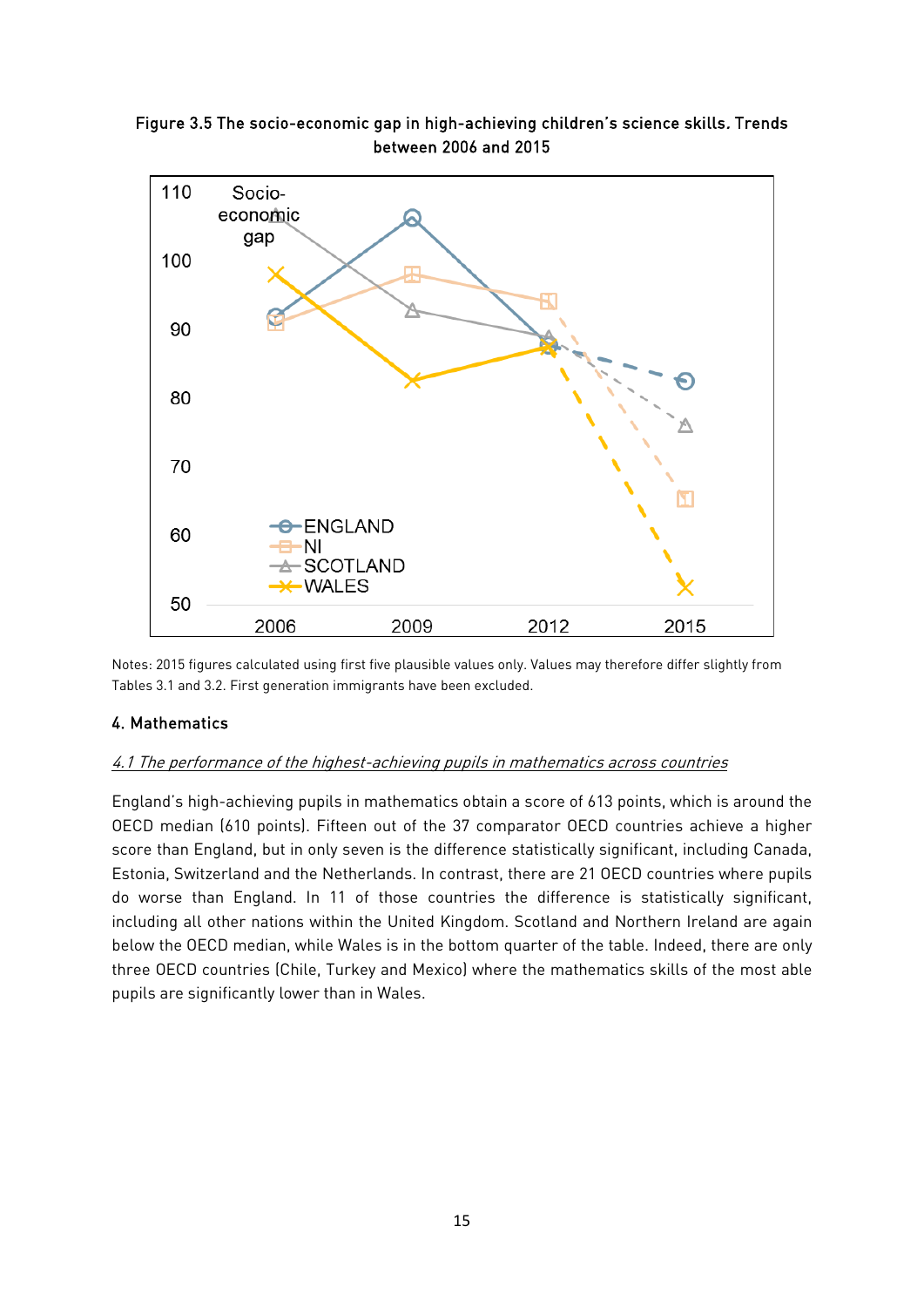**Figure 3.5 The socio-economic gap in high-achieving children's science skills. Trends between 2006 and 2015**

Notes: 2015 figures calculated using first five plausible values only. Values may therefore differ slightly from Tables 3.1 and 3.2. First generation immigrants have been excluded.

## 4. Mathematics

### *4.1 The performance of the highest-achieving pupils in mathematics across countries*

England's high-achieving pupils in mathematics obtain a score of 613 points, which is around the OECD median (610 points). Fifteen out of the 37 comparator OECD countries achieve a higher score than England, but in only seven is the difference statistically significant, including Canada, Estonia, Switzerland and the Netherlands. In contrast, there are 21 OECD countries where pupils do worse than England. In 11 of those countries the difference is statistically significant, including all other nations within the United Kingdom. Scotland and Northern Ireland are again below the OECD median, while Wales is in the bottom quarter of the table. Indeed, there are only three OECD countries (Chile, Turkey and Mexico) where the mathematics skills of the most able pupils are significantly lower than in Wales.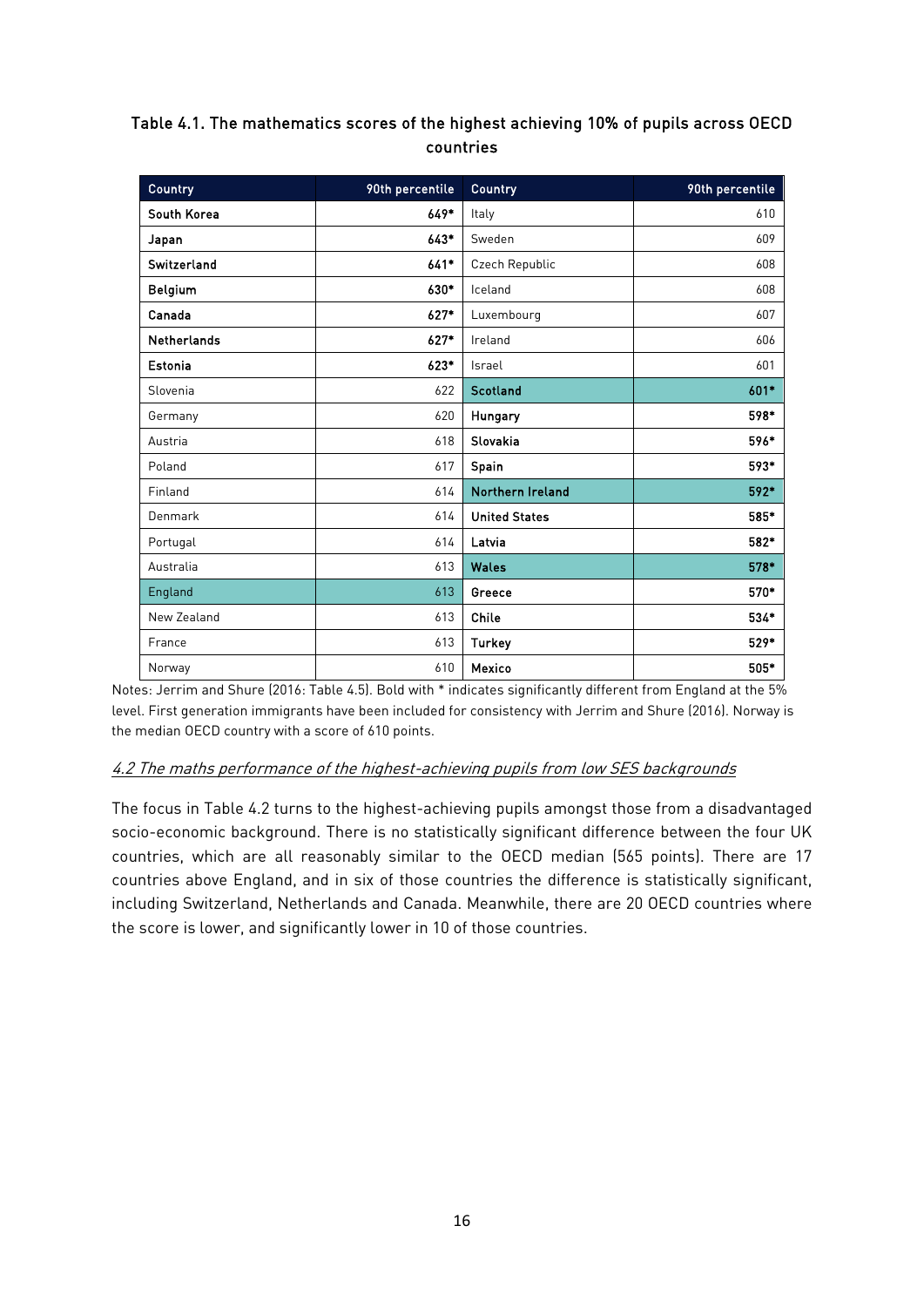Table 4.1. The mathematics scores of the highest achieving 10% of pupils across OECD countries

| Country | 90th percentile | Country | 90th percentile |
|---|---|---|---|
| **South Korea** | **649*** | Italy | 610 |
| **Japan** | **643*** | Sweden | 609 |
| **Switzerland** | **641*** | Czech Republic | 608 |
| **Belgium** | **630*** | Iceland | 608 |
| **Canada** | **627*** | Luxembourg | 607 |
| **Netherlands** | **627*** | Ireland | 606 |
| **Estonia** | **623*** | Israel | 601 |
| Slovenia | 622 | **Scotland** | **601*** |
| Germany | 620 | **Hungary** | **598*** |
| Austria | 618 | **Slovakia** | **596*** |
| Poland | 617 | **Spain** | **593*** |
| Finland | 614 | **Northern Ireland** | **592*** |
| Denmark | 614 | **United States** | **585*** |
| Portugal | 614 | **Latvia** | **582*** |
| Australia | 613 | **Wales** | **578*** |
| England | 613 | **Greece** | **570*** |
| New Zealand | 613 | **Chile** | **534*** |
| France | 613 | **Turkey** | **529*** |
| Norway | 610 | **Mexico** | **505*** |

Notes: Jerrim and Shure (2016: Table 4.5). Bold with * indicates significantly different from England at the 5% level. First generation immigrants have been included for consistency with Jerrim and Shure (2016). Norway is the median OECD country with a score of 610 points.

### *4.2 The maths performance of the highest-achieving pupils from low SES backgrounds*

The focus in Table 4.2 turns to the highest-achieving pupils amongst those from a disadvantaged socio-economic background. There is no statistically significant difference between the four UK countries, which are all reasonably similar to the OECD median (565 points). There are 17 countries above England, and in six of those countries the difference is statistically significant, including Switzerland, Netherlands and Canada. Meanwhile, there are 20 OECD countries where the score is lower, and significantly lower in 10 of those countries.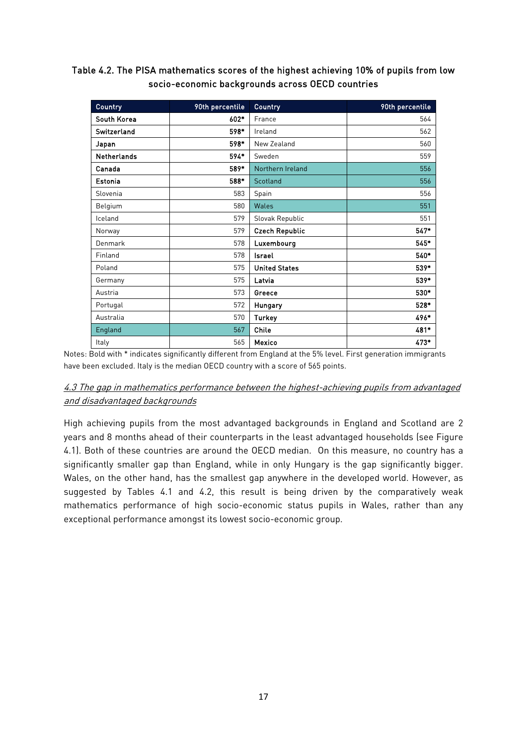**Table 4.2. The PISA mathematics scores of the highest achieving 10% of pupils from low socio-economic backgrounds across OECD countries**

| Country | 90th percentile | Country | 90th percentile |
|---|---|---|---|
| **South Korea** | **602*** | France | 564 |
| **Switzerland** | **598*** | Ireland | 562 |
| **Japan** | **598*** | New Zealand | 560 |
| **Netherlands** | **594*** | Sweden | 559 |
| **Canada** | **589*** | Northern Ireland | 556 |
| **Estonia** | **588*** | Scotland | 556 |
| Slovenia | 583 | Spain | 556 |
| Belgium | 580 | Wales | 551 |
| Iceland | 579 | Slovak Republic | 551 |
| Norway | 579 | **Czech Republic** | **547*** |
| Denmark | 578 | **Luxembourg** | **545*** |
| Finland | 578 | **Israel** | **540*** |
| Poland | 575 | **United States** | **539*** |
| Germany | 575 | **Latvia** | **539*** |
| Austria | 573 | **Greece** | **530*** |
| Portugal | 572 | **Hungary** | **528*** |
| Australia | 570 | **Turkey** | **496*** |
| England | 567 | **Chile** | **481*** |
| Italy | 565 | **Mexico** | **473*** |

Notes: Bold with * indicates significantly different from England at the 5% level. First generation immigrants have been excluded. Italy is the median OECD country with a score of 565 points.

### *4.3 The gap in mathematics performance between the highest-achieving pupils from advantaged and disadvantaged backgrounds*

High achieving pupils from the most advantaged backgrounds in England and Scotland are 2 years and 8 months ahead of their counterparts in the least advantaged households (see Figure 4.1). Both of these countries are around the OECD median. On this measure, no country has a significantly smaller gap than England, while in only Hungary is the gap significantly bigger. Wales, on the other hand, has the smallest gap anywhere in the developed world. However, as suggested by Tables 4.1 and 4.2, this result is being driven by the comparatively weak mathematics performance of high socio-economic status pupils in Wales, rather than any exceptional performance amongst its lowest socio-economic group.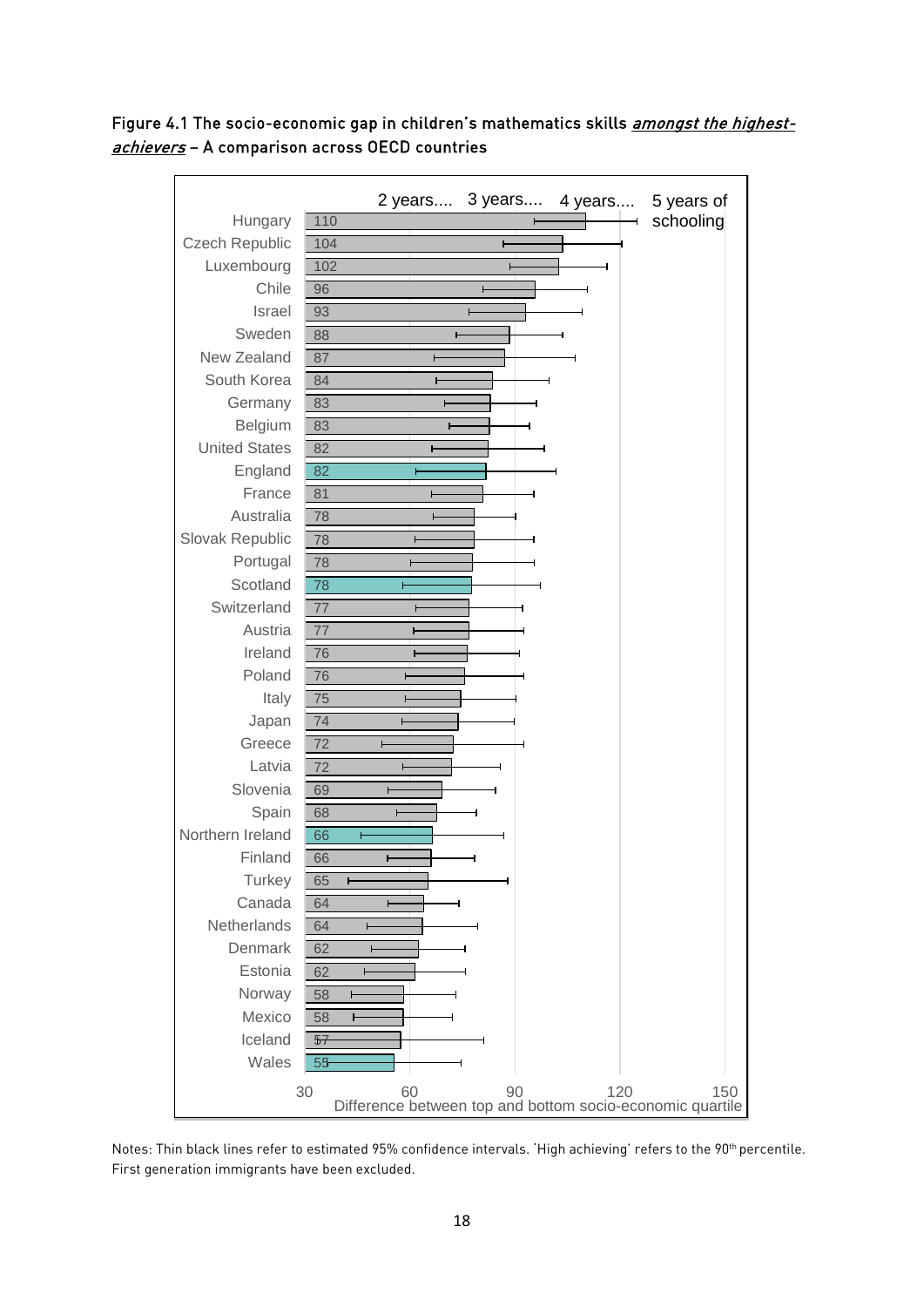**Figure 4.1 The socio-economic gap in children's mathematics skills *amongst the highest-achievers* – A comparison across OECD countries**

| Country | Difference between top and bottom socio-economic quartile |
|---|---|
| Hungary | 110 |
| Czech Republic | 104 |
| Luxembourg | 102 |
| Chile | 96 |
| Israel | 93 |
| Sweden | 88 |
| New Zealand | 87 |
| South Korea | 84 |
| Germany | 83 |
| Belgium | 83 |
| United States | 82 |
| England | 82 |
| France | 81 |
| Australia | 78 |
| Slovak Republic | 78 |
| Portugal | 78 |
| Scotland | 78 |
| Switzerland | 77 |
| Austria | 77 |
| Ireland | 76 |
| Poland | 76 |
| Italy | 75 |
| Japan | 74 |
| Greece | 72 |
| Latvia | 72 |
| Slovenia | 69 |
| Spain | 68 |
| Northern Ireland | 66 |
| Finland | 66 |
| Turkey | 65 |
| Canada | 64 |
| Netherlands | 64 |
| Denmark | 62 |
| Estonia | 62 |
| Norway | 58 |
| Mexico | 58 |
| Iceland | 57 |
| Wales | 55 |

Axis: 30, 60, 90, 120, 150 – Difference between top and bottom socio-economic quartile. Reference markers: 2 years.... 3 years.... 4 years.... 5 years of schooling

Notes: Thin black lines refer to estimated 95% confidence intervals. 'High achieving' refers to the 90th percentile. First generation immigrants have been excluded.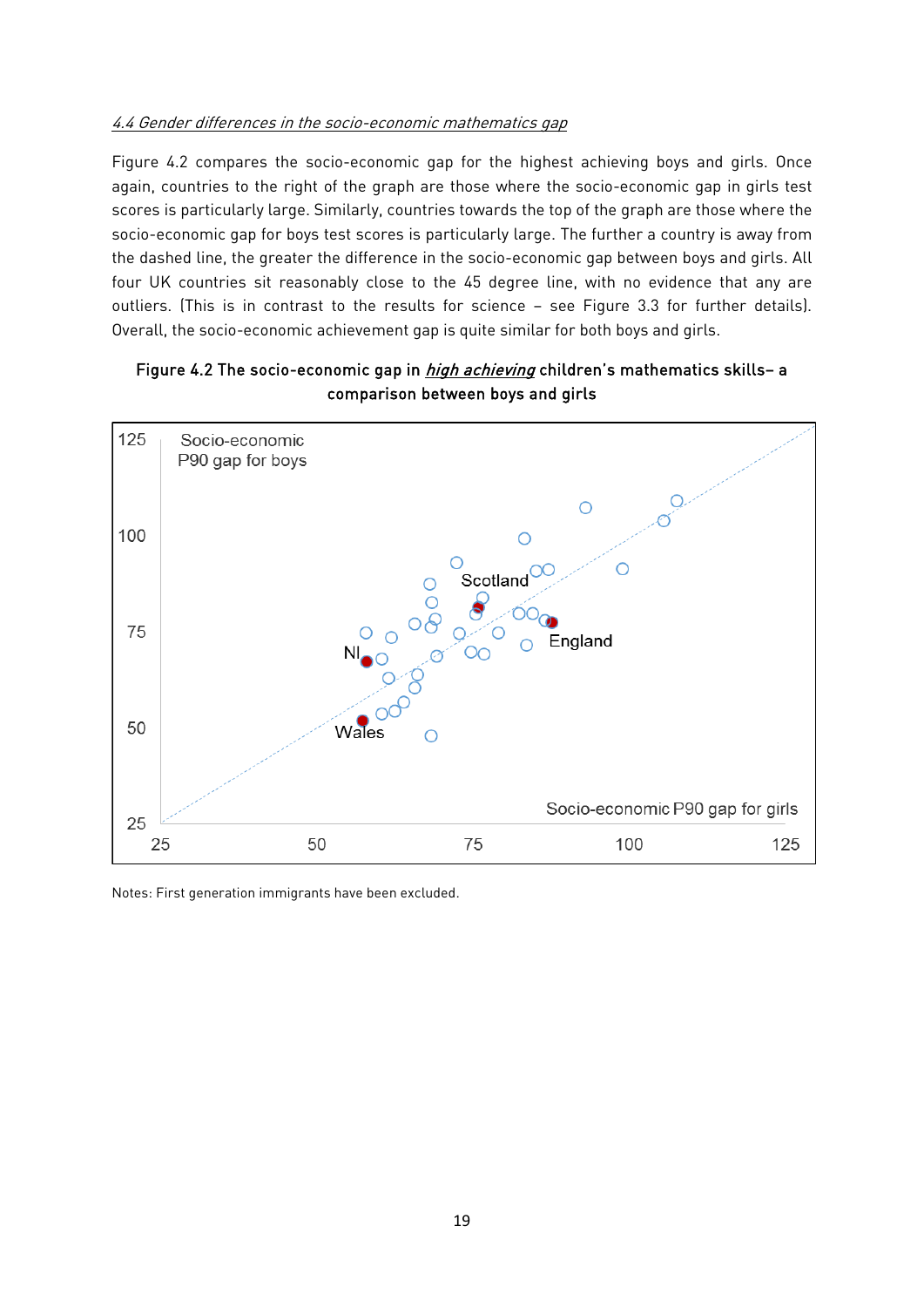*4.4 Gender differences in the socio-economic mathematics gap*

Figure 4.2 compares the socio-economic gap for the highest achieving boys and girls. Once again, countries to the right of the graph are those where the socio-economic gap in girls test scores is particularly large. Similarly, countries towards the top of the graph are those where the socio-economic gap for boys test scores is particularly large. The further a country is away from the dashed line, the greater the difference in the socio-economic gap between boys and girls. All four UK countries sit reasonably close to the 45 degree line, with no evidence that any are outliers. (This is in contrast to the results for science – see Figure 3.3 for further details). Overall, the socio-economic achievement gap is quite similar for both boys and girls.

**Figure 4.2 The socio-economic gap in *high achieving* children's mathematics skills– a comparison between boys and girls**

Notes: First generation immigrants have been excluded.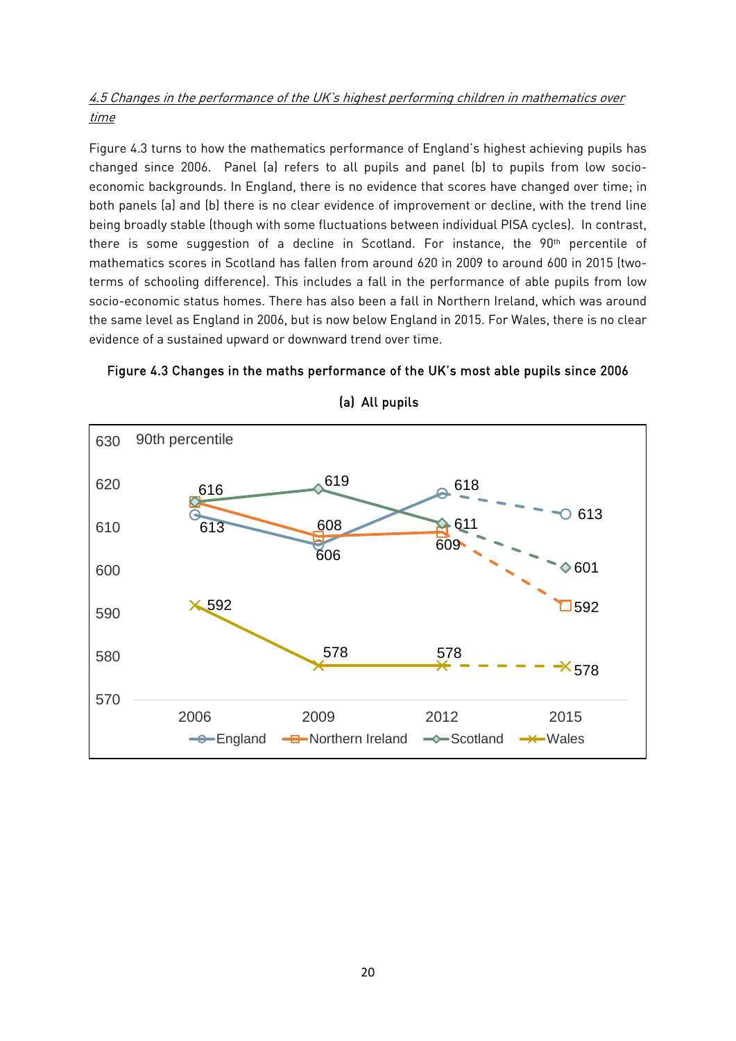*4.5 Changes in the performance of the UK's highest performing children in mathematics over time*

Figure 4.3 turns to how the mathematics performance of England's highest achieving pupils has changed since 2006. Panel (a) refers to all pupils and panel (b) to pupils from low socio-economic backgrounds. In England, there is no evidence that scores have changed over time; in both panels (a) and (b) there is no clear evidence of improvement or decline, with the trend line being broadly stable (though with some fluctuations between individual PISA cycles). In contrast, there is some suggestion of a decline in Scotland. For instance, the 90[th] percentile of mathematics scores in Scotland has fallen from around 620 in 2009 to around 600 in 2015 (two-terms of schooling difference). This includes a fall in the performance of able pupils from low socio-economic status homes. There has also been a fall in Northern Ireland, which was around the same level as England in 2006, but is now below England in 2015. For Wales, there is no clear evidence of a sustained upward or downward trend over time.

**Figure 4.3 Changes in the maths performance of the UK's most able pupils since 2006**

**(a) All pupils**

90th percentile

| | 2006 | 2009 | 2012 | 2015 |
|---|---|---|---|---|
| England | 613 | 606 | 618 | 613 |
| Northern Ireland | 616 | 608 | 609 | 592 |
| Scotland | 616 | 619 | 611 | 601 |
| Wales | 592 | 578 | 578 | 578 |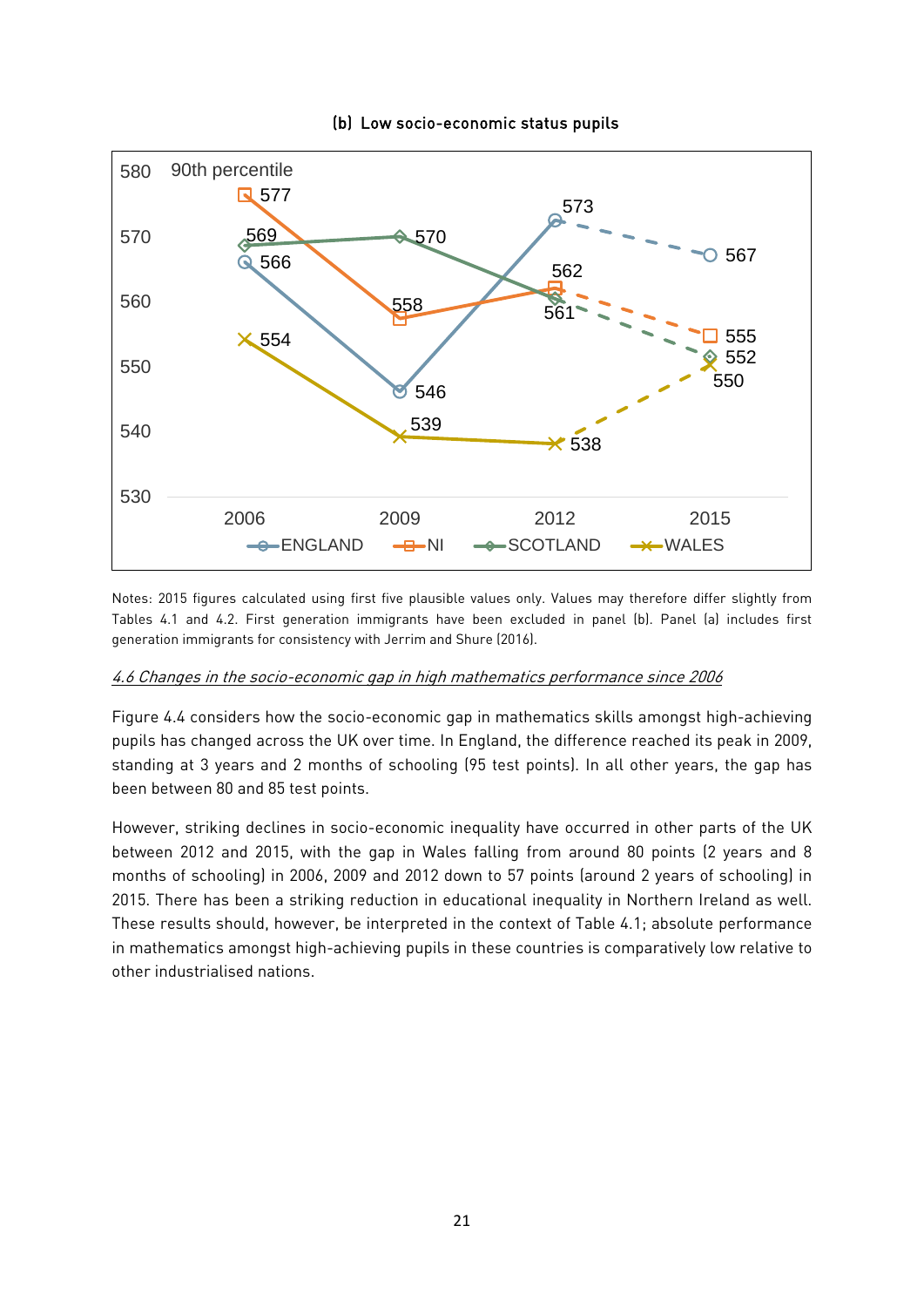(b) Low socio-economic status pupils

| | 2006 | 2009 | 2012 | 2015 |
|---|---|---|---|---|
| ENGLAND | 566 | 546 | 573 | 567 |
| NI | 577 | 558 | 562 | 555 |
| SCOTLAND | 569 | 570 | 561 | 552 |
| WALES | 554 | 539 | 538 | 550 |

90th percentile

Notes: 2015 figures calculated using first five plausible values only. Values may therefore differ slightly from Tables 4.1 and 4.2. First generation immigrants have been excluded in panel (b). Panel (a) includes first generation immigrants for consistency with Jerrim and Shure (2016).

*4.6 Changes in the socio-economic gap in high mathematics performance since 2006*

Figure 4.4 considers how the socio-economic gap in mathematics skills amongst high-achieving pupils has changed across the UK over time. In England, the difference reached its peak in 2009, standing at 3 years and 2 months of schooling (95 test points). In all other years, the gap has been between 80 and 85 test points.

However, striking declines in socio-economic inequality have occurred in other parts of the UK between 2012 and 2015, with the gap in Wales falling from around 80 points (2 years and 8 months of schooling) in 2006, 2009 and 2012 down to 57 points (around 2 years of schooling) in 2015. There has been a striking reduction in educational inequality in Northern Ireland as well. These results should, however, be interpreted in the context of Table 4.1; absolute performance in mathematics amongst high-achieving pupils in these countries is comparatively low relative to other industrialised nations.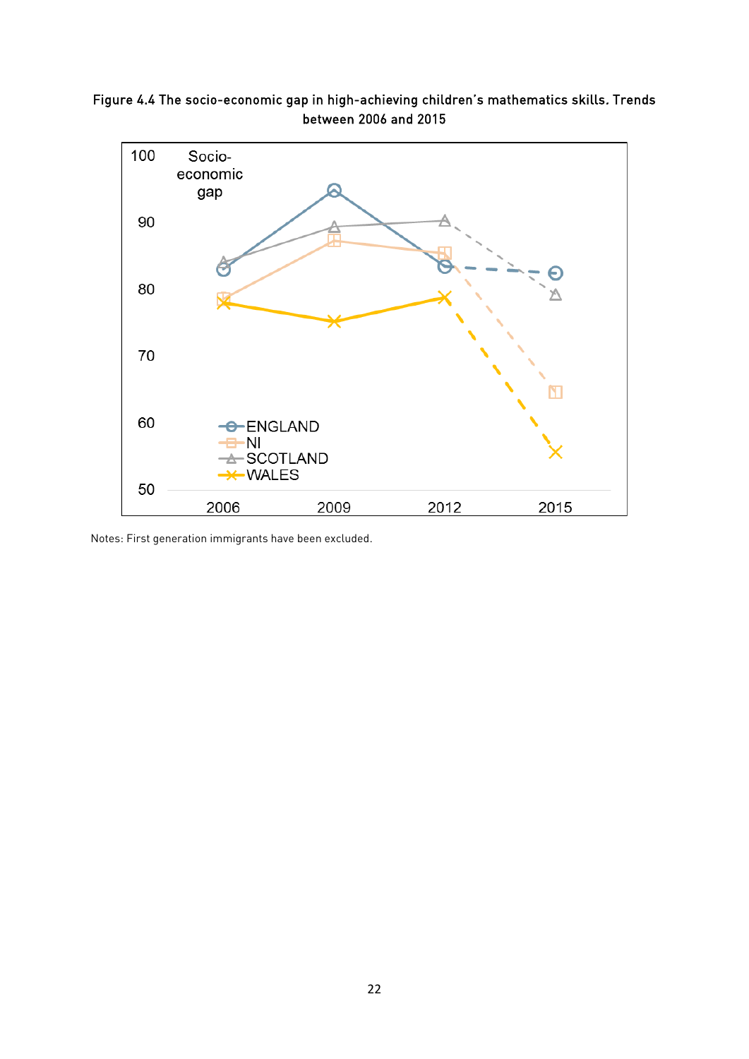Figure 4.4 The socio-economic gap in high-achieving children's mathematics skills. Trends between 2006 and 2015

Notes: First generation immigrants have been excluded.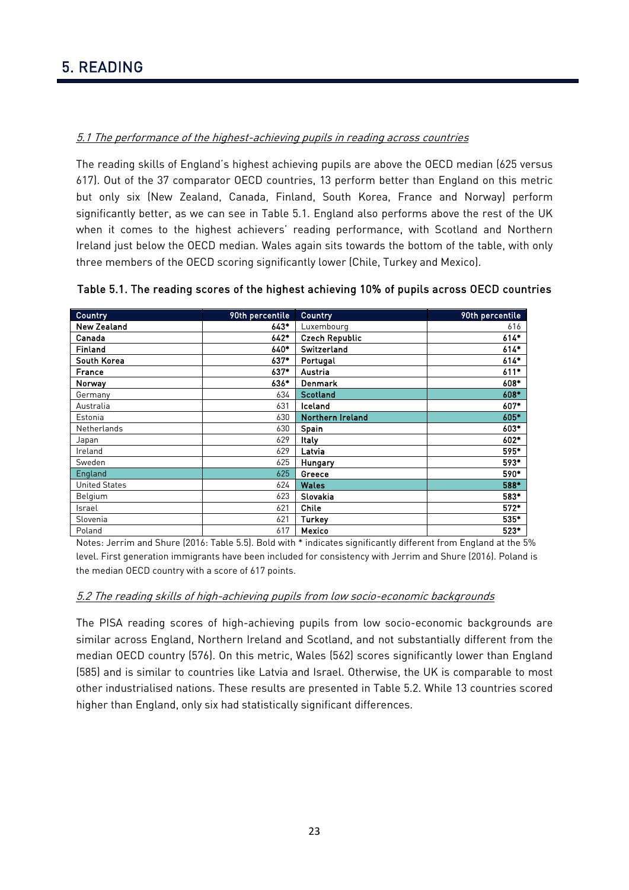# 5. READING

*5.1 The performance of the highest-achieving pupils in reading across countries*

The reading skills of England's highest achieving pupils are above the OECD median (625 versus 617). Out of the 37 comparator OECD countries, 13 perform better than England on this metric but only six (New Zealand, Canada, Finland, South Korea, France and Norway) perform significantly better, as we can see in Table 5.1. England also performs above the rest of the UK when it comes to the highest achievers' reading performance, with Scotland and Northern Ireland just below the OECD median. Wales again sits towards the bottom of the table, with only three members of the OECD scoring significantly lower (Chile, Turkey and Mexico).

**Table 5.1. The reading scores of the highest achieving 10% of pupils across OECD countries**

| Country | 90th percentile | Country | 90th percentile |
|---|---|---|---|
| **New Zealand** | **643*** | Luxembourg | 616 |
| **Canada** | **642*** | **Czech Republic** | **614*** |
| **Finland** | **640*** | **Switzerland** | **614*** |
| **South Korea** | **637*** | **Portugal** | **614*** |
| **France** | **637*** | **Austria** | **611*** |
| **Norway** | **636*** | **Denmark** | **608*** |
| Germany | 634 | **Scotland** | **608*** |
| Australia | 631 | **Iceland** | **607*** |
| Estonia | 630 | **Northern Ireland** | **605*** |
| Netherlands | 630 | **Spain** | **603*** |
| Japan | 629 | **Italy** | **602*** |
| Ireland | 629 | **Latvia** | **595*** |
| Sweden | 625 | **Hungary** | **593*** |
| England | 625 | **Greece** | **590*** |
| United States | 624 | **Wales** | **588*** |
| Belgium | 623 | **Slovakia** | **583*** |
| Israel | 621 | **Chile** | **572*** |
| Slovenia | 621 | **Turkey** | **535*** |
| Poland | 617 | **Mexico** | **523*** |

Notes: Jerrim and Shure (2016: Table 5.5). Bold with * indicates significantly different from England at the 5% level. First generation immigrants have been included for consistency with Jerrim and Shure (2016). Poland is the median OECD country with a score of 617 points.

*5.2 The reading skills of high-achieving pupils from low socio-economic backgrounds*

The PISA reading scores of high-achieving pupils from low socio-economic backgrounds are similar across England, Northern Ireland and Scotland, and not substantially different from the median OECD country (576). On this metric, Wales (562) scores significantly lower than England (585) and is similar to countries like Latvia and Israel. Otherwise, the UK is comparable to most other industrialised nations. These results are presented in Table 5.2. While 13 countries scored higher than England, only six had statistically significant differences.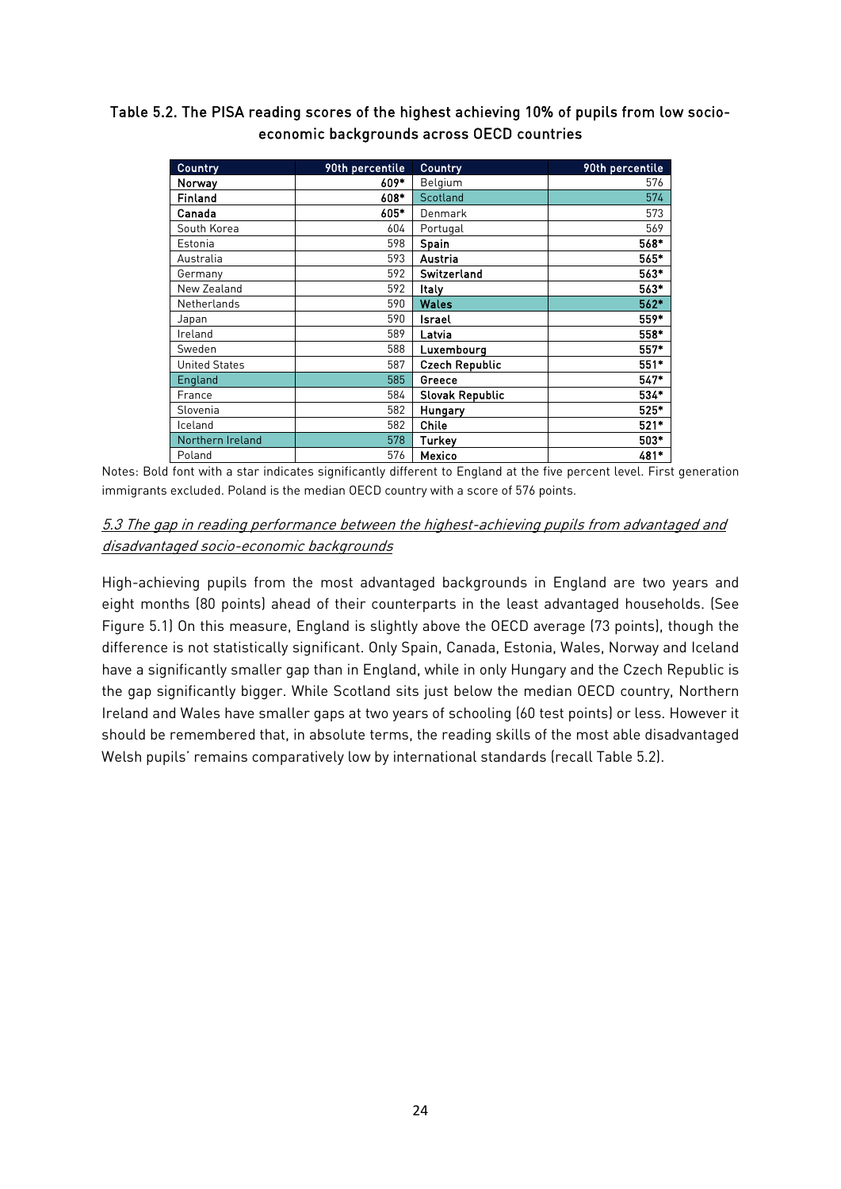### Table 5.2. The PISA reading scores of the highest achieving 10% of pupils from low socio-economic backgrounds across OECD countries

| Country | 90th percentile | Country | 90th percentile |
|---|---|---|---|
| **Norway** | **609*** | Belgium | 576 |
| **Finland** | **608*** | Scotland | 574 |
| **Canada** | **605*** | Denmark | 573 |
| South Korea | 604 | Portugal | 569 |
| Estonia | 598 | **Spain** | **568*** |
| Australia | 593 | **Austria** | **565*** |
| Germany | 592 | **Switzerland** | **563*** |
| New Zealand | 592 | **Italy** | **563*** |
| Netherlands | 590 | **Wales** | **562*** |
| Japan | 590 | **Israel** | **559*** |
| Ireland | 589 | **Latvia** | **558*** |
| Sweden | 588 | **Luxembourg** | **557*** |
| United States | 587 | **Czech Republic** | **551*** |
| England | 585 | **Greece** | **547*** |
| France | 584 | **Slovak Republic** | **534*** |
| Slovenia | 582 | **Hungary** | **525*** |
| Iceland | 582 | **Chile** | **521*** |
| Northern Ireland | 578 | **Turkey** | **503*** |
| Poland | 576 | **Mexico** | **481*** |

Notes: Bold font with a star indicates significantly different to England at the five percent level. First generation immigrants excluded. Poland is the median OECD country with a score of 576 points.

### *5.3 The gap in reading performance between the highest-achieving pupils from advantaged and disadvantaged socio-economic backgrounds*

High-achieving pupils from the most advantaged backgrounds in England are two years and eight months (80 points) ahead of their counterparts in the least advantaged households. (See Figure 5.1) On this measure, England is slightly above the OECD average (73 points), though the difference is not statistically significant. Only Spain, Canada, Estonia, Wales, Norway and Iceland have a significantly smaller gap than in England, while in only Hungary and the Czech Republic is the gap significantly bigger. While Scotland sits just below the median OECD country, Northern Ireland and Wales have smaller gaps at two years of schooling (60 test points) or less. However it should be remembered that, in absolute terms, the reading skills of the most able disadvantaged Welsh pupils' remains comparatively low by international standards (recall Table 5.2).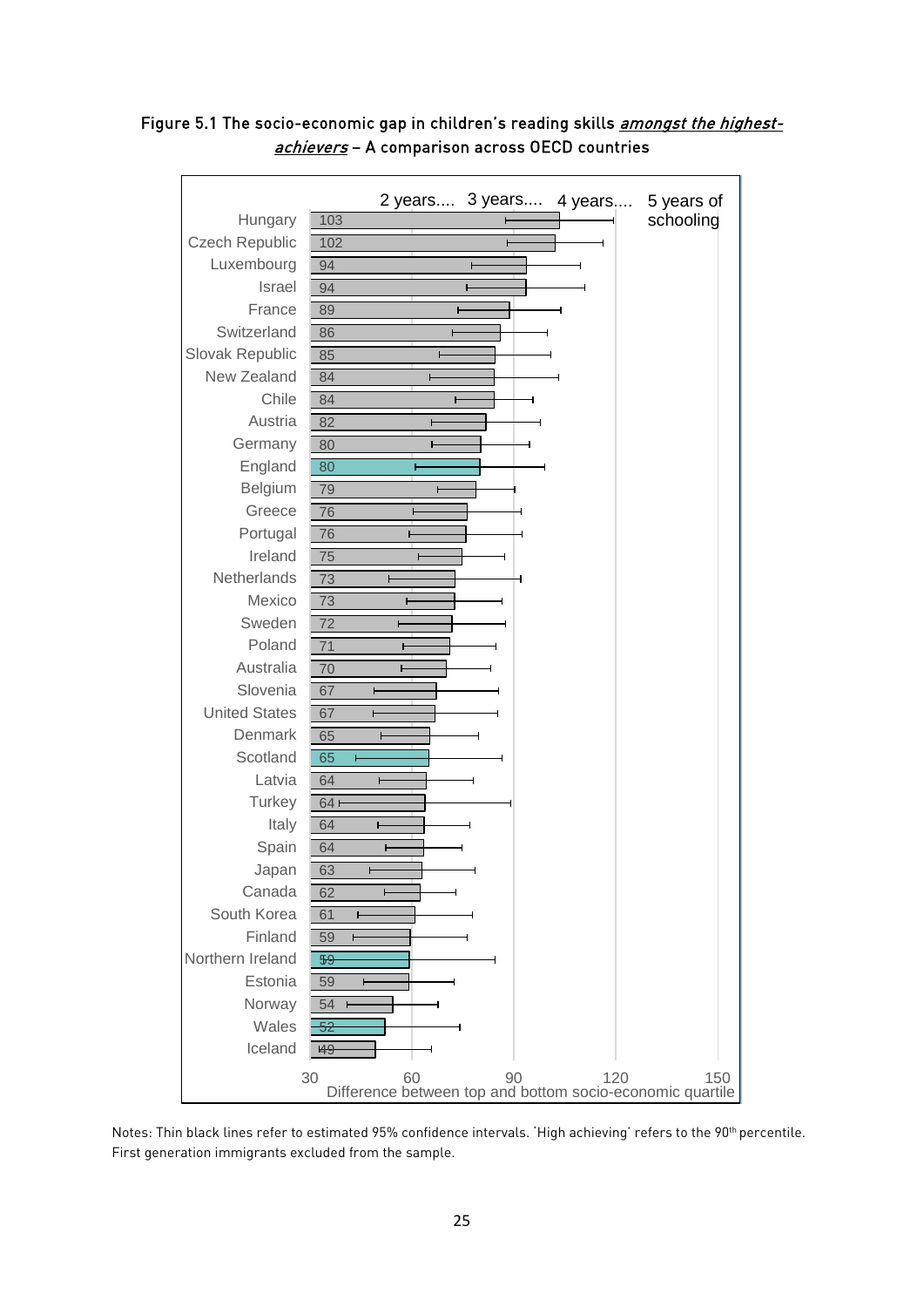Figure 5.1 The socio-economic gap in children's reading skills *amongst the highest-achievers* – A comparison across OECD countries

| Country | Difference between top and bottom socio-economic quartile |
|---|---|
| Hungary | 103 |
| Czech Republic | 102 |
| Luxembourg | 94 |
| Israel | 94 |
| France | 89 |
| Switzerland | 86 |
| Slovak Republic | 85 |
| New Zealand | 84 |
| Chile | 84 |
| Austria | 82 |
| Germany | 80 |
| England | 80 |
| Belgium | 79 |
| Greece | 76 |
| Portugal | 76 |
| Ireland | 75 |
| Netherlands | 73 |
| Mexico | 73 |
| Sweden | 72 |
| Poland | 71 |
| Australia | 70 |
| Slovenia | 67 |
| United States | 67 |
| Denmark | 65 |
| Scotland | 65 |
| Latvia | 64 |
| Turkey | 64 |
| Italy | 64 |
| Spain | 64 |
| Japan | 63 |
| Canada | 62 |
| South Korea | 61 |
| Finland | 59 |
| Northern Ireland | 59 |
| Estonia | 59 |
| Norway | 54 |
| Wales | 52 |
| Iceland | 49 |

Axis: Difference between top and bottom socio-economic quartile (30, 60, 90, 120, 150). Reference lines: 2 years...., 3 years...., 4 years...., 5 years of schooling.

Notes: Thin black lines refer to estimated 95% confidence intervals. 'High achieving' refers to the 90th percentile. First generation immigrants excluded from the sample.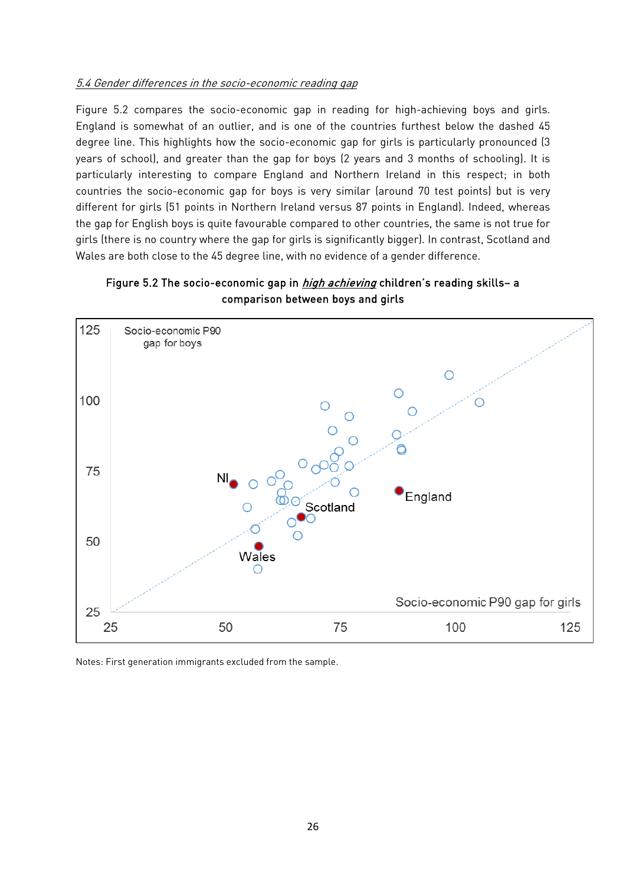*5.4 Gender differences in the socio-economic reading gap*

Figure 5.2 compares the socio-economic gap in reading for high-achieving boys and girls. England is somewhat of an outlier, and is one of the countries furthest below the dashed 45 degree line. This highlights how the socio-economic gap for girls is particularly pronounced (3 years of school), and greater than the gap for boys (2 years and 3 months of schooling). It is particularly interesting to compare England and Northern Ireland in this respect; in both countries the socio-economic gap for boys is very similar (around 70 test points) but is very different for girls (51 points in Northern Ireland versus 87 points in England). Indeed, whereas the gap for English boys is quite favourable compared to other countries, the same is not true for girls (there is no country where the gap for girls is significantly bigger). In contrast, Scotland and Wales are both close to the 45 degree line, with no evidence of a gender difference.

**Figure 5.2 The socio-economic gap in *high achieving* children's reading skills– a comparison between boys and girls**

Notes: First generation immigrants excluded from the sample.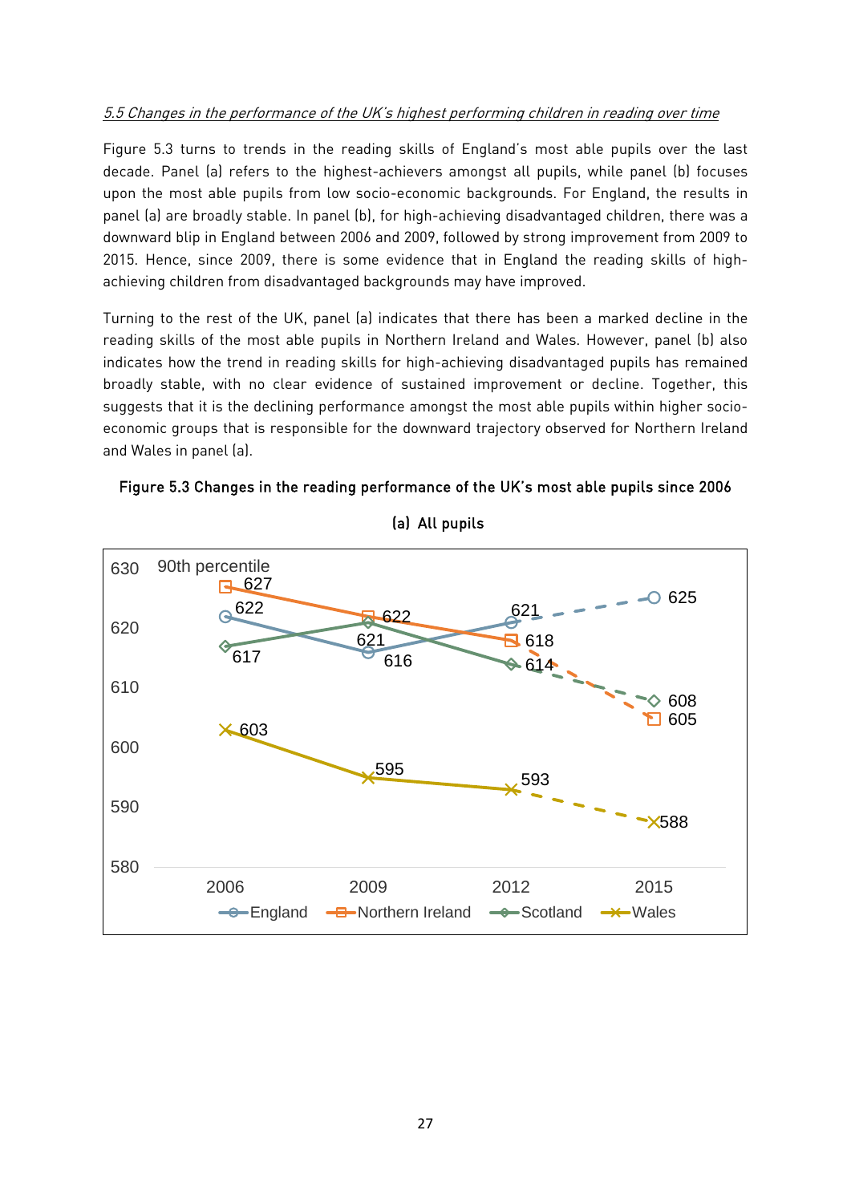*5.5 Changes in the performance of the UK's highest performing children in reading over time*

Figure 5.3 turns to trends in the reading skills of England's most able pupils over the last decade. Panel (a) refers to the highest-achievers amongst all pupils, while panel (b) focuses upon the most able pupils from low socio-economic backgrounds. For England, the results in panel (a) are broadly stable. In panel (b), for high-achieving disadvantaged children, there was a downward blip in England between 2006 and 2009, followed by strong improvement from 2009 to 2015. Hence, since 2009, there is some evidence that in England the reading skills of high-achieving children from disadvantaged backgrounds may have improved.

Turning to the rest of the UK, panel (a) indicates that there has been a marked decline in the reading skills of the most able pupils in Northern Ireland and Wales. However, panel (b) also indicates how the trend in reading skills for high-achieving disadvantaged pupils has remained broadly stable, with no clear evidence of sustained improvement or decline. Together, this suggests that it is the declining performance amongst the most able pupils within higher socio-economic groups that is responsible for the downward trajectory observed for Northern Ireland and Wales in panel (a).

**Figure 5.3 Changes in the reading performance of the UK's most able pupils since 2006**

**(a) All pupils**

90th percentile

| | 2006 | 2009 | 2012 | 2015 |
|---|---|---|---|---|
| England | 622 | 616 | 621 | 625 |
| Northern Ireland | 627 | 622 | 618 | 605 |
| Scotland | 617 | 621 | 614 | 608 |
| Wales | 603 | 595 | 593 | 588 |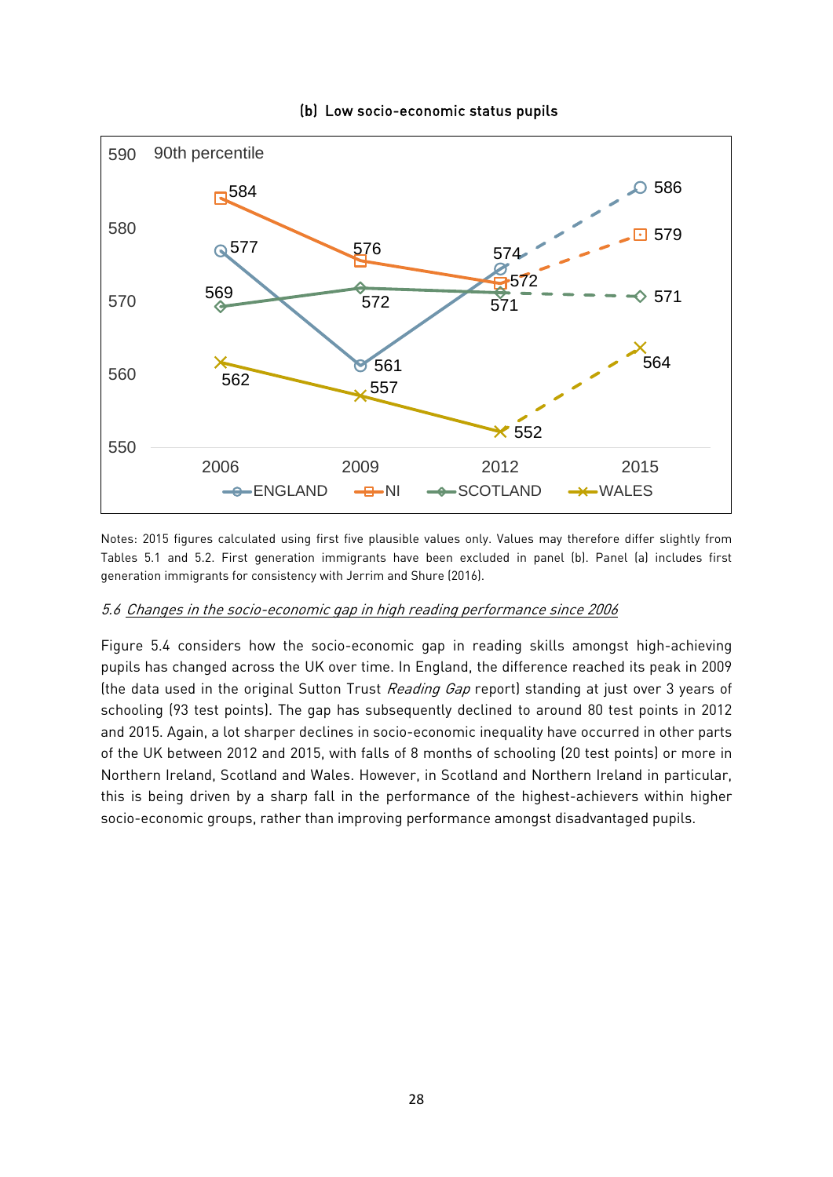(b) Low socio-economic status pupils

90th percentile

| Year | ENGLAND | NI | SCOTLAND | WALES |
|---|---|---|---|---|
| 2006 | 577 | 584 | 569 | 562 |
| 2009 | 561 | 576 | 572 | 557 |
| 2012 | 574 | 572 | 571 | 552 |
| 2015 | 586 | 579 | 571 | 564 |

Notes: 2015 figures calculated using first five plausible values only. Values may therefore differ slightly from Tables 5.1 and 5.2. First generation immigrants have been excluded in panel (b). Panel (a) includes first generation immigrants for consistency with Jerrim and Shure (2016).

### *5.6 Changes in the socio-economic gap in high reading performance since 2006*

Figure 5.4 considers how the socio-economic gap in reading skills amongst high-achieving pupils has changed across the UK over time. In England, the difference reached its peak in 2009 (the data used in the original Sutton Trust *Reading Gap* report) standing at just over 3 years of schooling (93 test points). The gap has subsequently declined to around 80 test points in 2012 and 2015. Again, a lot sharper declines in socio-economic inequality have occurred in other parts of the UK between 2012 and 2015, with falls of 8 months of schooling (20 test points) or more in Northern Ireland, Scotland and Wales. However, in Scotland and Northern Ireland in particular, this is being driven by a sharp fall in the performance of the highest-achievers within higher socio-economic groups, rather than improving performance amongst disadvantaged pupils.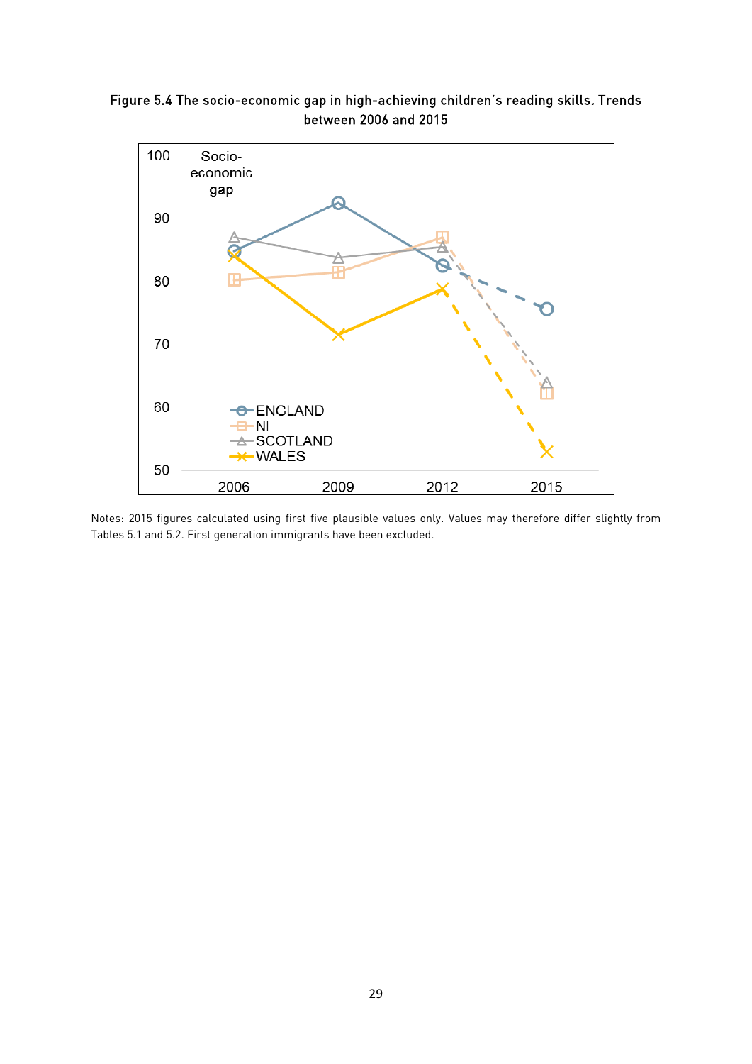**Figure 5.4 The socio-economic gap in high-achieving children's reading skills. Trends between 2006 and 2015**

Notes: 2015 figures calculated using first five plausible values only. Values may therefore differ slightly from Tables 5.1 and 5.2. First generation immigrants have been excluded.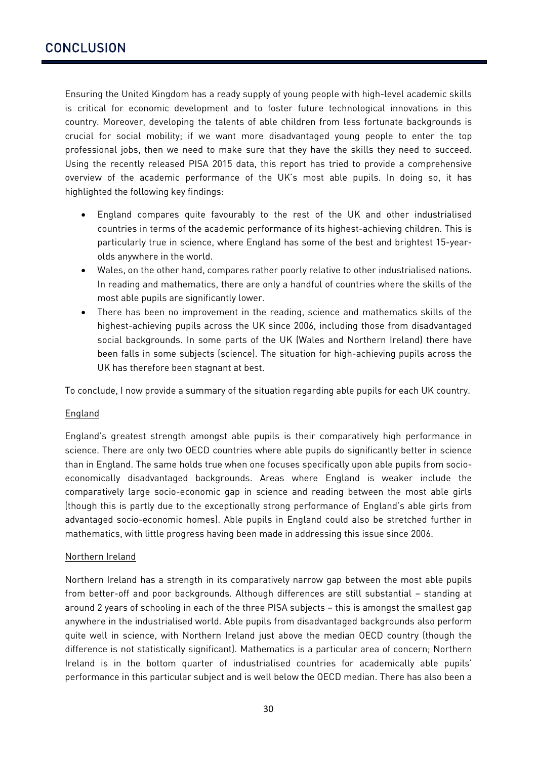# CONCLUSION

Ensuring the United Kingdom has a ready supply of young people with high-level academic skills is critical for economic development and to foster future technological innovations in this country. Moreover, developing the talents of able children from less fortunate backgrounds is crucial for social mobility; if we want more disadvantaged young people to enter the top professional jobs, then we need to make sure that they have the skills they need to succeed. Using the recently released PISA 2015 data, this report has tried to provide a comprehensive overview of the academic performance of the UK's most able pupils. In doing so, it has highlighted the following key findings:

- England compares quite favourably to the rest of the UK and other industrialised countries in terms of the academic performance of its highest-achieving children. This is particularly true in science, where England has some of the best and brightest 15-year-olds anywhere in the world.
- Wales, on the other hand, compares rather poorly relative to other industrialised nations. In reading and mathematics, there are only a handful of countries where the skills of the most able pupils are significantly lower.
- There has been no improvement in the reading, science and mathematics skills of the highest-achieving pupils across the UK since 2006, including those from disadvantaged social backgrounds. In some parts of the UK (Wales and Northern Ireland) there have been falls in some subjects (science). The situation for high-achieving pupils across the UK has therefore been stagnant at best.

To conclude, I now provide a summary of the situation regarding able pupils for each UK country.

<u>England</u>

England's greatest strength amongst able pupils is their comparatively high performance in science. There are only two OECD countries where able pupils do significantly better in science than in England. The same holds true when one focuses specifically upon able pupils from socio-economically disadvantaged backgrounds. Areas where England is weaker include the comparatively large socio-economic gap in science and reading between the most able girls (though this is partly due to the exceptionally strong performance of England's able girls from advantaged socio-economic homes). Able pupils in England could also be stretched further in mathematics, with little progress having been made in addressing this issue since 2006.

<u>Northern Ireland</u>

Northern Ireland has a strength in its comparatively narrow gap between the most able pupils from better-off and poor backgrounds. Although differences are still substantial – standing at around 2 years of schooling in each of the three PISA subjects – this is amongst the smallest gap anywhere in the industrialised world. Able pupils from disadvantaged backgrounds also perform quite well in science, with Northern Ireland just above the median OECD country (though the difference is not statistically significant). Mathematics is a particular area of concern; Northern Ireland is in the bottom quarter of industrialised countries for academically able pupils' performance in this particular subject and is well below the OECD median. There has also been a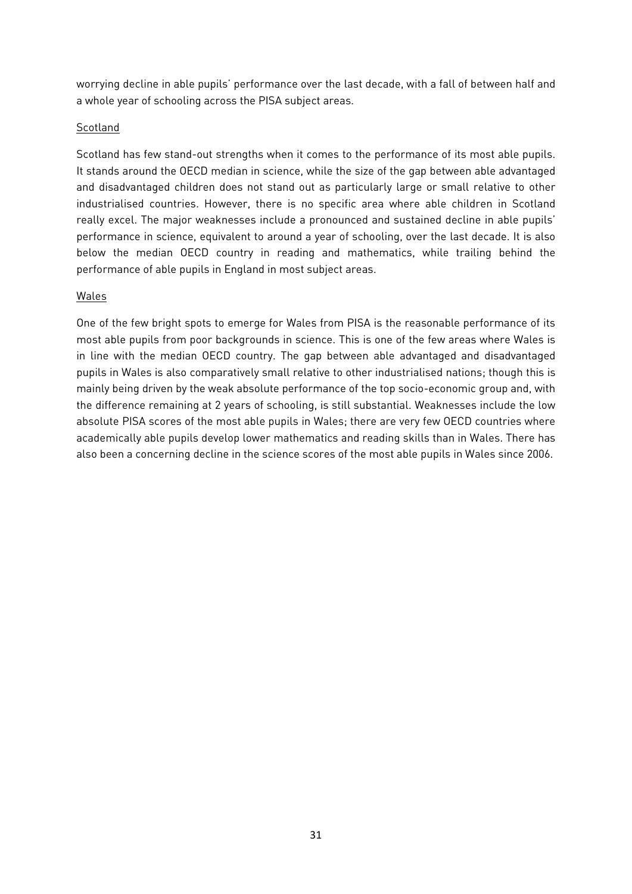worrying decline in able pupils' performance over the last decade, with a fall of between half and a whole year of schooling across the PISA subject areas.

### Scotland

Scotland has few stand-out strengths when it comes to the performance of its most able pupils. It stands around the OECD median in science, while the size of the gap between able advantaged and disadvantaged children does not stand out as particularly large or small relative to other industrialised countries. However, there is no specific area where able children in Scotland really excel. The major weaknesses include a pronounced and sustained decline in able pupils' performance in science, equivalent to around a year of schooling, over the last decade. It is also below the median OECD country in reading and mathematics, while trailing behind the performance of able pupils in England in most subject areas.

### Wales

One of the few bright spots to emerge for Wales from PISA is the reasonable performance of its most able pupils from poor backgrounds in science. This is one of the few areas where Wales is in line with the median OECD country. The gap between able advantaged and disadvantaged pupils in Wales is also comparatively small relative to other industrialised nations; though this is mainly being driven by the weak absolute performance of the top socio-economic group and, with the difference remaining at 2 years of schooling, is still substantial. Weaknesses include the low absolute PISA scores of the most able pupils in Wales; there are very few OECD countries where academically able pupils develop lower mathematics and reading skills than in Wales. There has also been a concerning decline in the science scores of the most able pupils in Wales since 2006.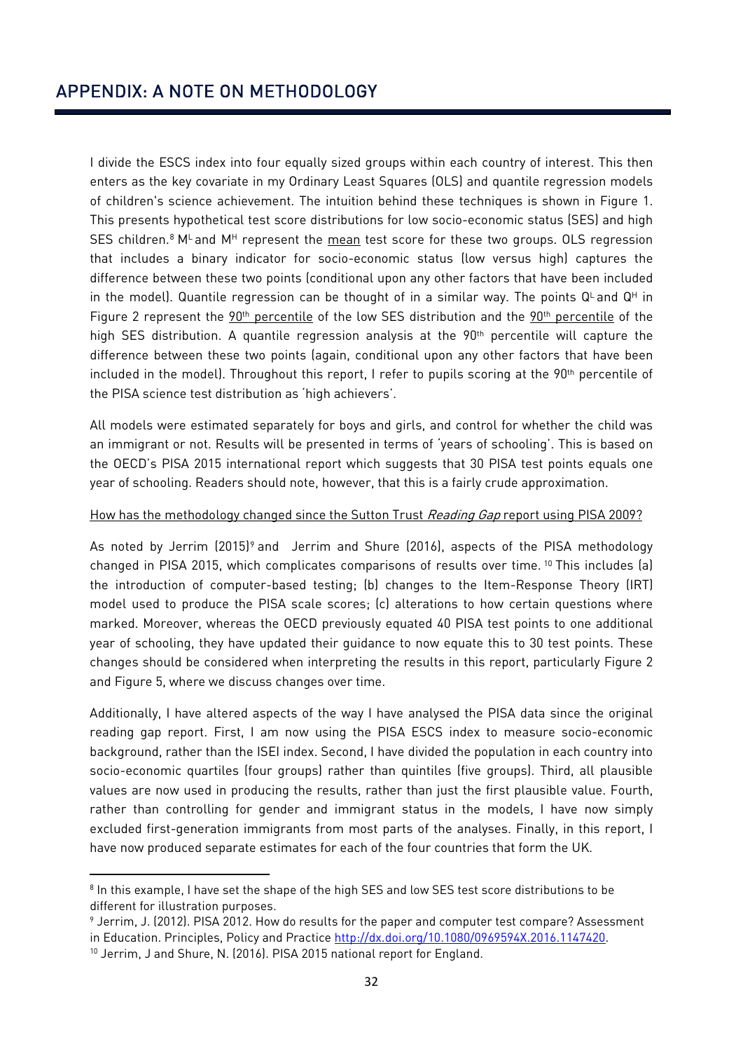## APPENDIX: A NOTE ON METHODOLOGY

I divide the ESCS index into four equally sized groups within each country of interest. This then enters as the key covariate in my Ordinary Least Squares (OLS) and quantile regression models of children's science achievement. The intuition behind these techniques is shown in Figure 1. This presents hypothetical test score distributions for low socio-economic status (SES) and high SES children.[8] $M^L$ and $M^H$ represent the <u>mean</u> test score for these two groups. OLS regression that includes a binary indicator for socio-economic status (low versus high) captures the difference between these two points (conditional upon any other factors that have been included in the model). Quantile regression can be thought of in a similar way. The points $Q^L$ and $Q^H$ in Figure 2 represent the <u>90th percentile</u> of the low SES distribution and the <u>90th percentile</u> of the high SES distribution. A quantile regression analysis at the 90th percentile will capture the difference between these two points (again, conditional upon any other factors that have been included in the model). Throughout this report, I refer to pupils scoring at the 90th percentile of the PISA science test distribution as 'high achievers'.

All models were estimated separately for boys and girls, and control for whether the child was an immigrant or not. Results will be presented in terms of 'years of schooling'. This is based on the OECD's PISA 2015 international report which suggests that 30 PISA test points equals one year of schooling. Readers should note, however, that this is a fairly crude approximation.

<u>How has the methodology changed since the Sutton Trust *Reading Gap* report using PISA 2009?</u>

As noted by Jerrim (2015)[9] and Jerrim and Shure (2016), aspects of the PISA methodology changed in PISA 2015, which complicates comparisons of results over time.[10] This includes (a) the introduction of computer-based testing; (b) changes to the Item-Response Theory (IRT) model used to produce the PISA scale scores; (c) alterations to how certain questions where marked. Moreover, whereas the OECD previously equated 40 PISA test points to one additional year of schooling, they have updated their guidance to now equate this to 30 test points. These changes should be considered when interpreting the results in this report, particularly Figure 2 and Figure 5, where we discuss changes over time.

Additionally, I have altered aspects of the way I have analysed the PISA data since the original reading gap report. First, I am now using the PISA ESCS index to measure socio-economic background, rather than the ISEI index. Second, I have divided the population in each country into socio-economic quartiles (four groups) rather than quintiles (five groups). Third, all plausible values are now used in producing the results, rather than just the first plausible value. Fourth, rather than controlling for gender and immigrant status in the models, I have now simply excluded first-generation immigrants from most parts of the analyses. Finally, in this report, I have now produced separate estimates for each of the four countries that form the UK.

---

[8] In this example, I have set the shape of the high SES and low SES test score distributions to be different for illustration purposes.

[9] Jerrim, J. (2012). PISA 2012. How do results for the paper and computer test compare? Assessment in Education. Principles, Policy and Practice http://dx.doi.org/10.1080/0969594X.2016.1147420.

[10] Jerrim, J and Shure, N. (2016). PISA 2015 national report for England.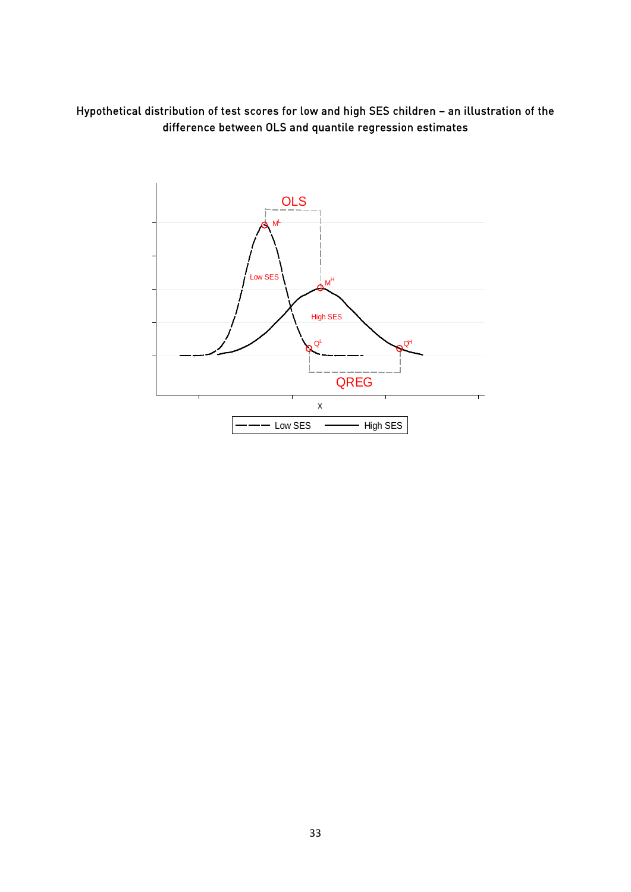Hypothetical distribution of test scores for low and high SES children – an illustration of the difference between OLS and quantile regression estimates

OLS

$M^L$

$M^H$

Low SES

High SES

$Q^L$

$Q^H$

QREG

x

Low SES

High SES